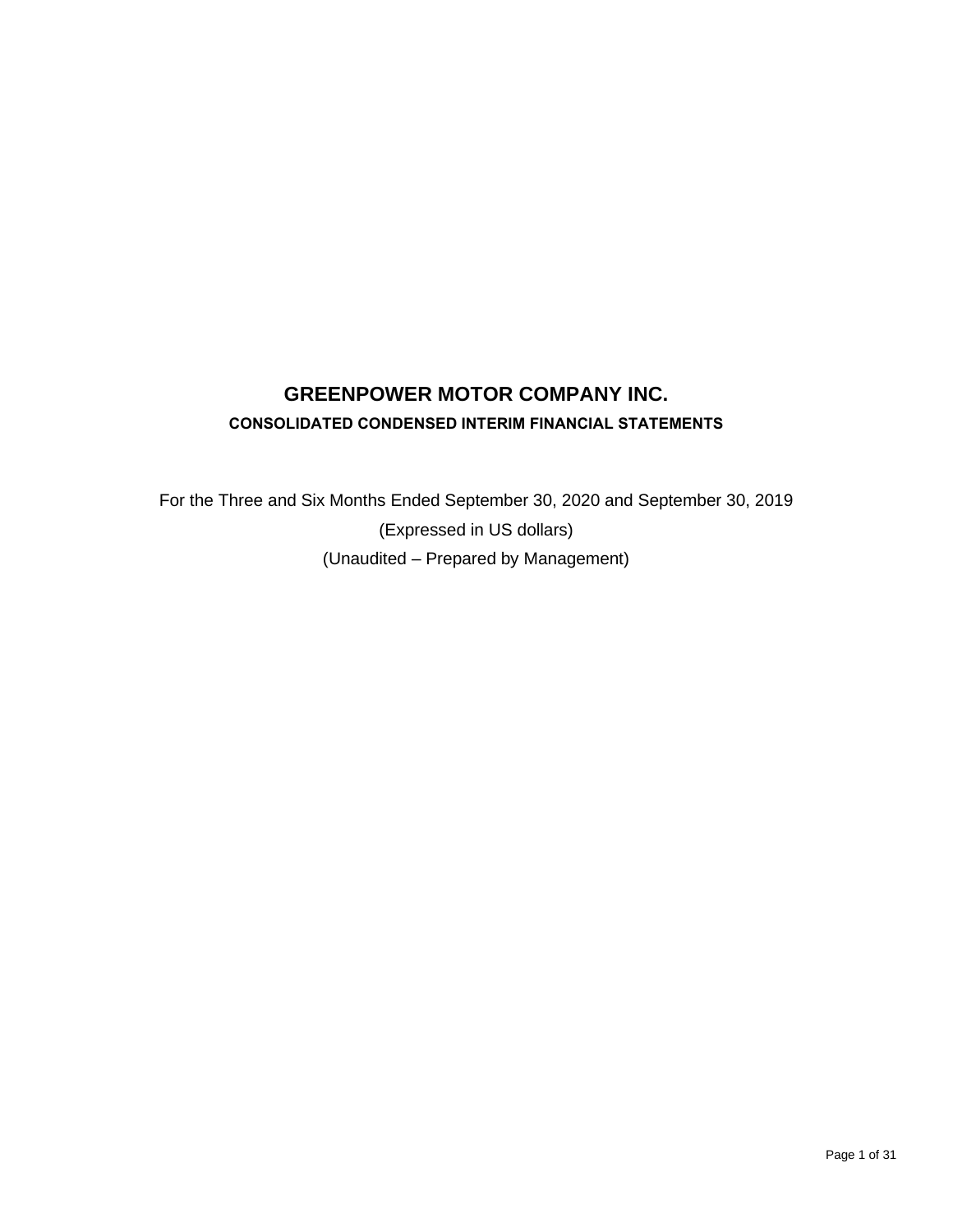# GREENPOWER MOTOR COMPANY INC.

## CONSOLIDATED CONDENSED INTERIM FINANCIAL STATEMENTS

For the Three and Six Months Ended September 30, 2020 and September 30, 2019

(Expressed in US dollars)

(Unaudited – Prepared by Management)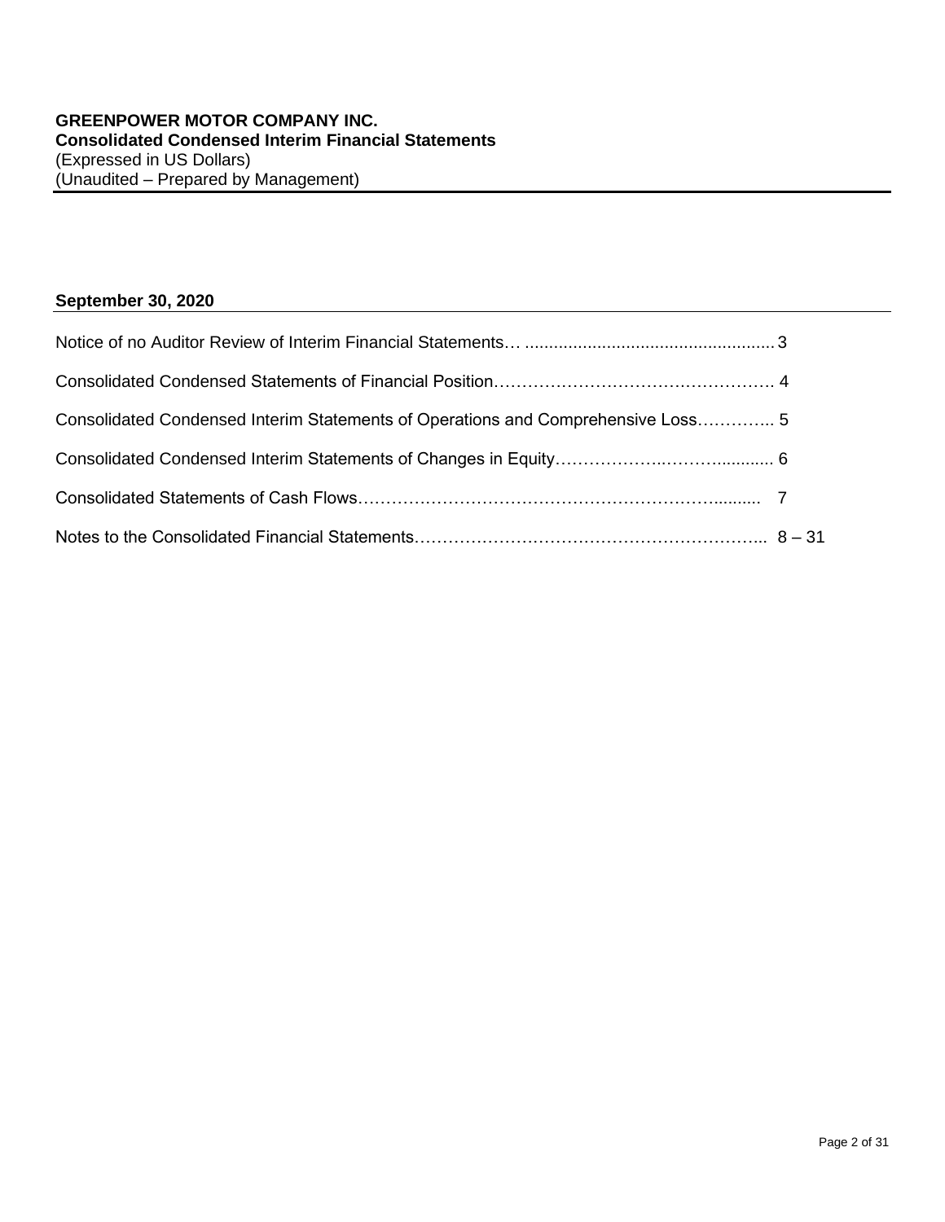**GREENPOWER MOTOR COMPANY INC.**
**Consolidated Condensed Interim Financial Statements**
(Expressed in US Dollars)
(Unaudited – Prepared by Management)

**September 30, 2020**

| | |
|---|---|
| Notice of no Auditor Review of Interim Financial Statements | 3 |
| Consolidated Condensed Statements of Financial Position | 4 |
| Consolidated Condensed Interim Statements of Operations and Comprehensive Loss | 5 |
| Consolidated Condensed Interim Statements of Changes in Equity | 6 |
| Consolidated Statements of Cash Flows | 7 |
| Notes to the Consolidated Financial Statements | 8 – 31 |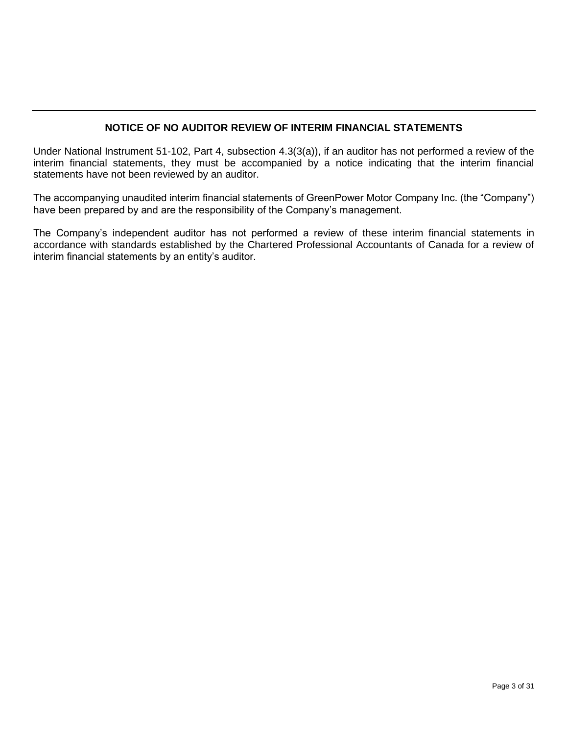## NOTICE OF NO AUDITOR REVIEW OF INTERIM FINANCIAL STATEMENTS

Under National Instrument 51-102, Part 4, subsection 4.3(3(a)), if an auditor has not performed a review of the interim financial statements, they must be accompanied by a notice indicating that the interim financial statements have not been reviewed by an auditor.

The accompanying unaudited interim financial statements of GreenPower Motor Company Inc. (the "Company") have been prepared by and are the responsibility of the Company's management.

The Company's independent auditor has not performed a review of these interim financial statements in accordance with standards established by the Chartered Professional Accountants of Canada for a review of interim financial statements by an entity's auditor.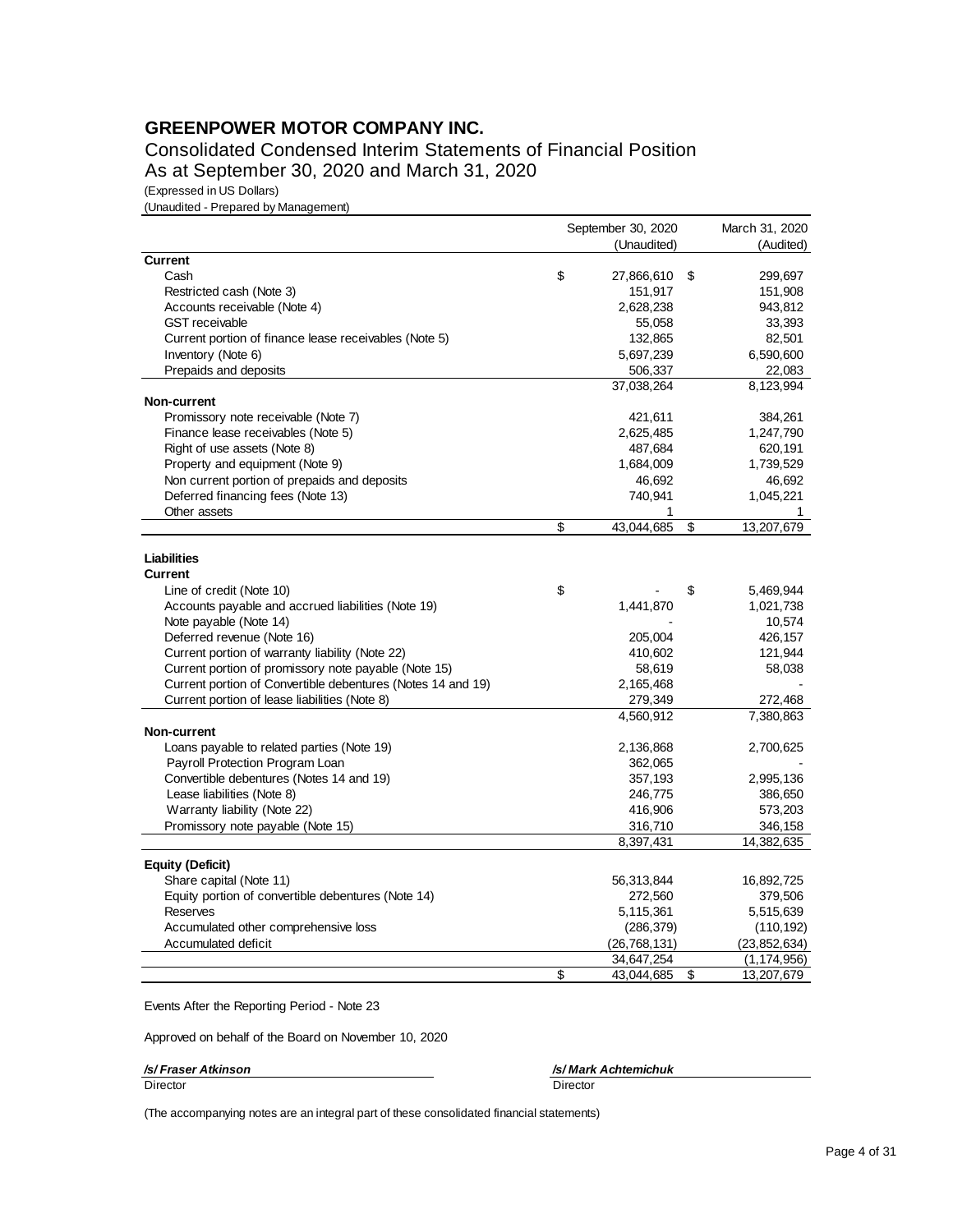# GREENPOWER MOTOR COMPANY INC.

## Consolidated Condensed Interim Statements of Financial Position
## As at September 30, 2020 and March 31, 2020

(Expressed in US Dollars)
(Unaudited - Prepared by Management)

| | September 30, 2020 (Unaudited) | March 31, 2020 (Audited) |
|---|---|---|
| **Current** | | |
| Cash | $ 27,866,610 | $ 299,697 |
| Restricted cash (Note 3) | 151,917 | 151,908 |
| Accounts receivable (Note 4) | 2,628,238 | 943,812 |
| GST receivable | 55,058 | 33,393 |
| Current portion of finance lease receivables (Note 5) | 132,865 | 82,501 |
| Inventory (Note 6) | 5,697,239 | 6,590,600 |
| Prepaids and deposits | 506,337 | 22,083 |
| | 37,038,264 | 8,123,994 |
| **Non-current** | | |
| Promissory note receivable (Note 7) | 421,611 | 384,261 |
| Finance lease receivables (Note 5) | 2,625,485 | 1,247,790 |
| Right of use assets (Note 8) | 487,684 | 620,191 |
| Property and equipment (Note 9) | 1,684,009 | 1,739,529 |
| Non current portion of prepaids and deposits | 46,692 | 46,692 |
| Deferred financing fees (Note 13) | 740,941 | 1,045,221 |
| Other assets | 1 | 1 |
| | $ 43,044,685 | $ 13,207,679 |
| | | |
| **Liabilities** | | |
| **Current** | | |
| Line of credit (Note 10) | $ - | $ 5,469,944 |
| Accounts payable and accrued liabilities (Note 19) | 1,441,870 | 1,021,738 |
| Note payable (Note 14) | - | 10,574 |
| Deferred revenue (Note 16) | 205,004 | 426,157 |
| Current portion of warranty liability (Note 22) | 410,602 | 121,944 |
| Current portion of promissory note payable (Note 15) | 58,619 | 58,038 |
| Current portion of Convertible debentures (Notes 14 and 19) | 2,165,468 | - |
| Current portion of lease liabilities (Note 8) | 279,349 | 272,468 |
| | 4,560,912 | 7,380,863 |
| **Non-current** | | |
| Loans payable to related parties (Note 19) | 2,136,868 | 2,700,625 |
| Payroll Protection Program Loan | 362,065 | - |
| Convertible debentures (Notes 14 and 19) | 357,193 | 2,995,136 |
| Lease liabilities (Note 8) | 246,775 | 386,650 |
| Warranty liability (Note 22) | 416,906 | 573,203 |
| Promissory note payable (Note 15) | 316,710 | 346,158 |
| | 8,397,431 | 14,382,635 |
| **Equity (Deficit)** | | |
| Share capital (Note 11) | 56,313,844 | 16,892,725 |
| Equity portion of convertible debentures (Note 14) | 272,560 | 379,506 |
| Reserves | 5,115,361 | 5,515,639 |
| Accumulated other comprehensive loss | (286,379) | (110,192) |
| Accumulated deficit | (26,768,131) | (23,852,634) |
| | 34,647,254 | (1,174,956) |
| | $ 43,044,685 | $ 13,207,679 |

Events After the Reporting Period - Note 23

Approved on behalf of the Board on November 10, 2020

| /s/ Fraser Atkinson | /s/ Mark Achtemichuk |
|---|---|
| Director | Director |

(The accompanying notes are an integral part of these consolidated financial statements)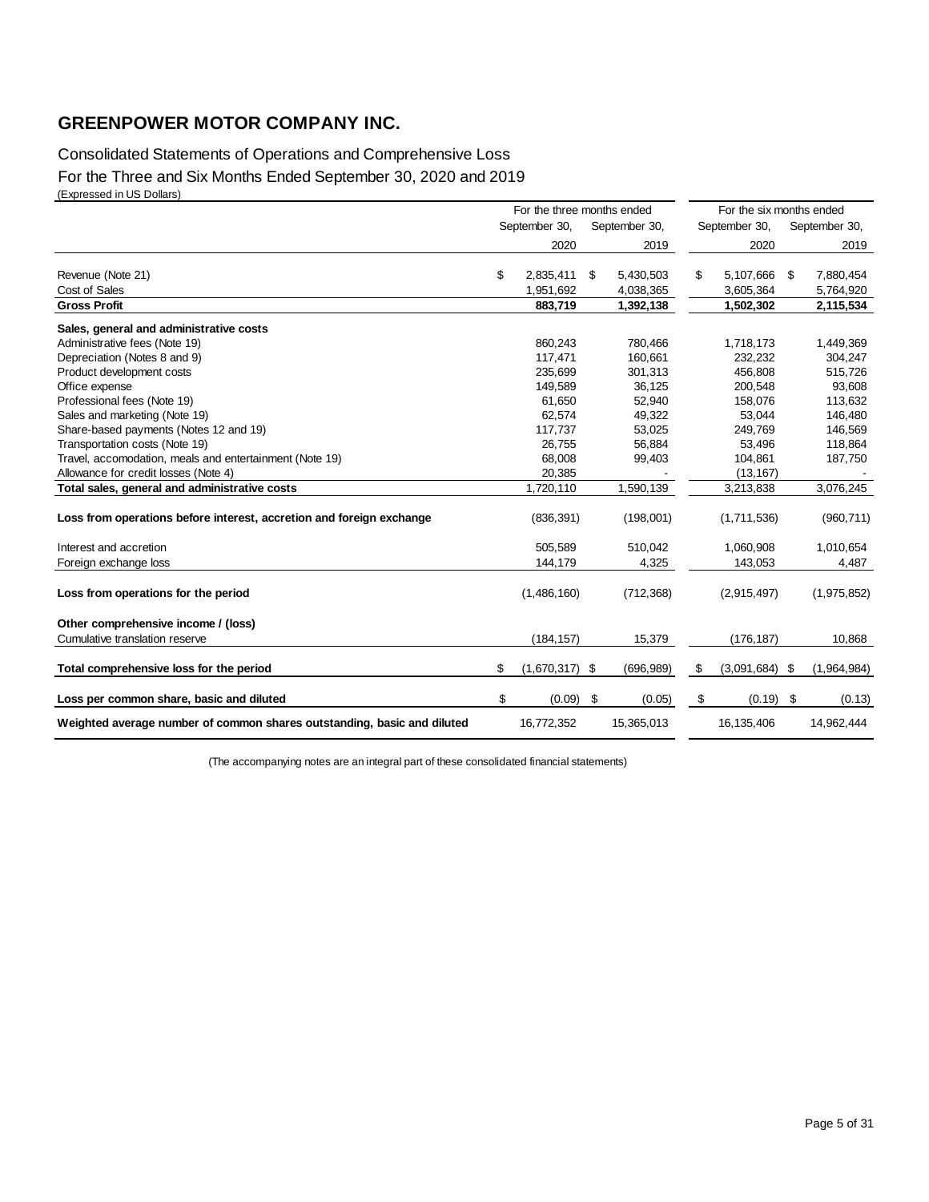# GREENPOWER MOTOR COMPANY INC.

Consolidated Statements of Operations and Comprehensive Loss

For the Three and Six Months Ended September 30, 2020 and 2019

(Expressed in US Dollars)

| | For the three months ended | | For the six months ended | |
|---|---|---|---|---|
| | September 30, 2020 | September 30, 2019 | September 30, 2020 | September 30, 2019 |
| Revenue (Note 21) | $ 2,835,411 | $ 5,430,503 | $ 5,107,666 | $ 7,880,454 |
| Cost of Sales | 1,951,692 | 4,038,365 | 3,605,364 | 5,764,920 |
| **Gross Profit** | **883,719** | **1,392,138** | **1,502,302** | **2,115,534** |
| **Sales, general and administrative costs** | | | | |
| Administrative fees (Note 19) | 860,243 | 780,466 | 1,718,173 | 1,449,369 |
| Depreciation (Notes 8 and 9) | 117,471 | 160,661 | 232,232 | 304,247 |
| Product development costs | 235,699 | 301,313 | 456,808 | 515,726 |
| Office expense | 149,589 | 36,125 | 200,548 | 93,608 |
| Professional fees (Note 19) | 61,650 | 52,940 | 158,076 | 113,632 |
| Sales and marketing (Note 19) | 62,574 | 49,322 | 53,044 | 146,480 |
| Share-based payments (Notes 12 and 19) | 117,737 | 53,025 | 249,769 | 146,569 |
| Transportation costs (Note 19) | 26,755 | 56,884 | 53,496 | 118,864 |
| Travel, accomodation, meals and entertainment (Note 19) | 68,008 | 99,403 | 104,861 | 187,750 |
| Allowance for credit losses (Note 4) | 20,385 | - | (13,167) | - |
| **Total sales, general and administrative costs** | 1,720,110 | 1,590,139 | 3,213,838 | 3,076,245 |
| **Loss from operations before interest, accretion and foreign exchange** | (836,391) | (198,001) | (1,711,536) | (960,711) |
| Interest and accretion | 505,589 | 510,042 | 1,060,908 | 1,010,654 |
| Foreign exchange loss | 144,179 | 4,325 | 143,053 | 4,487 |
| **Loss from operations for the period** | (1,486,160) | (712,368) | (2,915,497) | (1,975,852) |
| **Other comprehensive income / (loss)** | | | | |
| Cumulative translation reserve | (184,157) | 15,379 | (176,187) | 10,868 |
| **Total comprehensive loss for the period** | $ (1,670,317) | $ (696,989) | $ (3,091,684) | $ (1,964,984) |
| **Loss per common share, basic and diluted** | $ (0.09) | $ (0.05) | $ (0.19) | $ (0.13) |
| **Weighted average number of common shares outstanding, basic and diluted** | 16,772,352 | 15,365,013 | 16,135,406 | 14,962,444 |

(The accompanying notes are an integral part of these consolidated financial statements)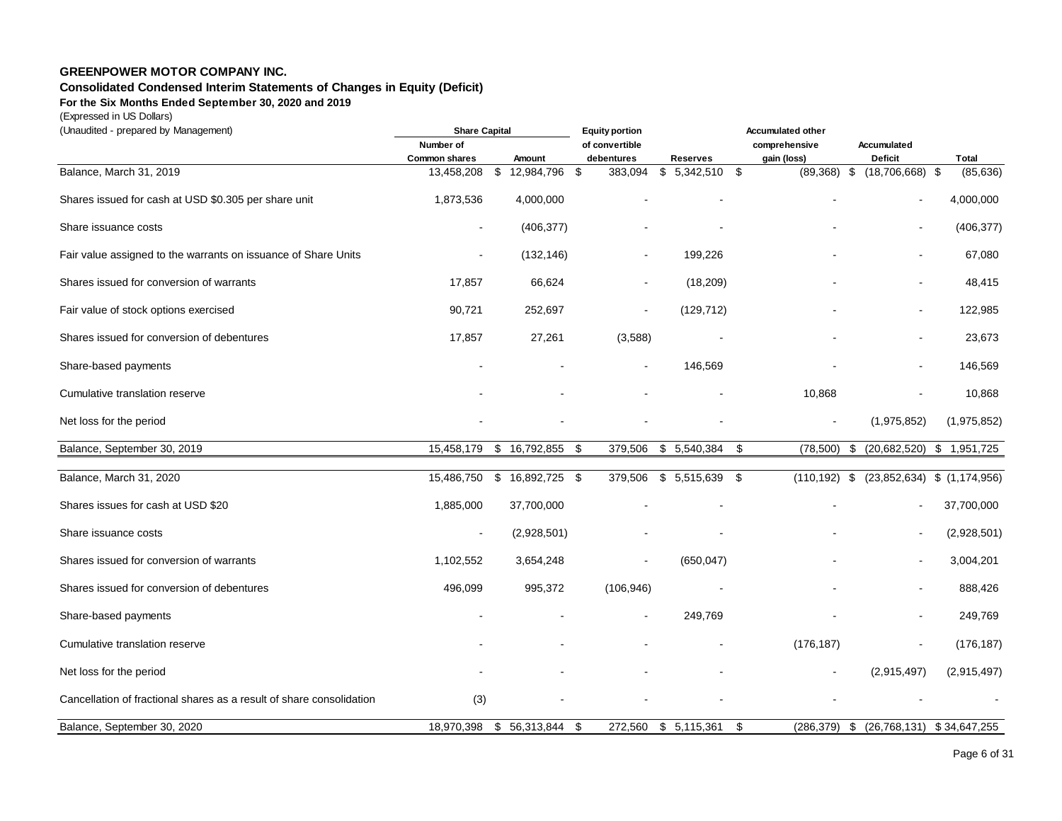**GREENPOWER MOTOR COMPANY INC.**

**Consolidated Condensed Interim Statements of Changes in Equity (Deficit)**

**For the Six Months Ended September 30, 2020 and 2019**

(Expressed in US Dollars)

(Unaudited - prepared by Management)

| | Share Capital | | Equity portion | | Accumulated other | | |
|---|---|---|---|---|---|---|---|
| | Number of Common shares | Amount | of convertible debentures | Reserves | comprehensive gain (loss) | Accumulated Deficit | Total |
| Balance, March 31, 2019 | 13,458,208 | $ 12,984,796 | $ 383,094 | $ 5,342,510 | $ (89,368) | $ (18,706,668) | $ (85,636) |
| Shares issued for cash at USD $0.305 per share unit | 1,873,536 | 4,000,000 | - | - | - | - | 4,000,000 |
| Share issuance costs | - | (406,377) | - | - | - | - | (406,377) |
| Fair value assigned to the warrants on issuance of Share Units | - | (132,146) | - | 199,226 | - | - | 67,080 |
| Shares issued for conversion of warrants | 17,857 | 66,624 | - | (18,209) | - | - | 48,415 |
| Fair value of stock options exercised | 90,721 | 252,697 | - | (129,712) | - | - | 122,985 |
| Shares issued for conversion of debentures | 17,857 | 27,261 | (3,588) | - | - | - | 23,673 |
| Share-based payments | - | - | - | 146,569 | - | - | 146,569 |
| Cumulative translation reserve | - | - | - | - | 10,868 | - | 10,868 |
| Net loss for the period | - | - | - | - | - | (1,975,852) | (1,975,852) |
| Balance, September 30, 2019 | 15,458,179 | $ 16,792,855 | $ 379,506 | $ 5,540,384 | $ (78,500) | $ (20,682,520) | $ 1,951,725 |
| Balance, March 31, 2020 | 15,486,750 | $ 16,892,725 | $ 379,506 | $ 5,515,639 | $ (110,192) | $ (23,852,634) | $ (1,174,956) |
| Shares issues for cash at USD $20 | 1,885,000 | 37,700,000 | - | - | - | - | 37,700,000 |
| Share issuance costs | - | (2,928,501) | - | - | - | - | (2,928,501) |
| Shares issued for conversion of warrants | 1,102,552 | 3,654,248 | - | (650,047) | - | - | 3,004,201 |
| Shares issued for conversion of debentures | 496,099 | 995,372 | (106,946) | - | - | - | 888,426 |
| Share-based payments | - | - | - | 249,769 | - | - | 249,769 |
| Cumulative translation reserve | - | - | - | - | (176,187) | - | (176,187) |
| Net loss for the period | - | - | - | - | - | (2,915,497) | (2,915,497) |
| Cancellation of fractional shares as a result of share consolidation | (3) | - | - | - | - | - | - |
| Balance, September 30, 2020 | 18,970,398 | $ 56,313,844 | $ 272,560 | $ 5,115,361 | $ (286,379) | $ (26,768,131) | $ 34,647,255 |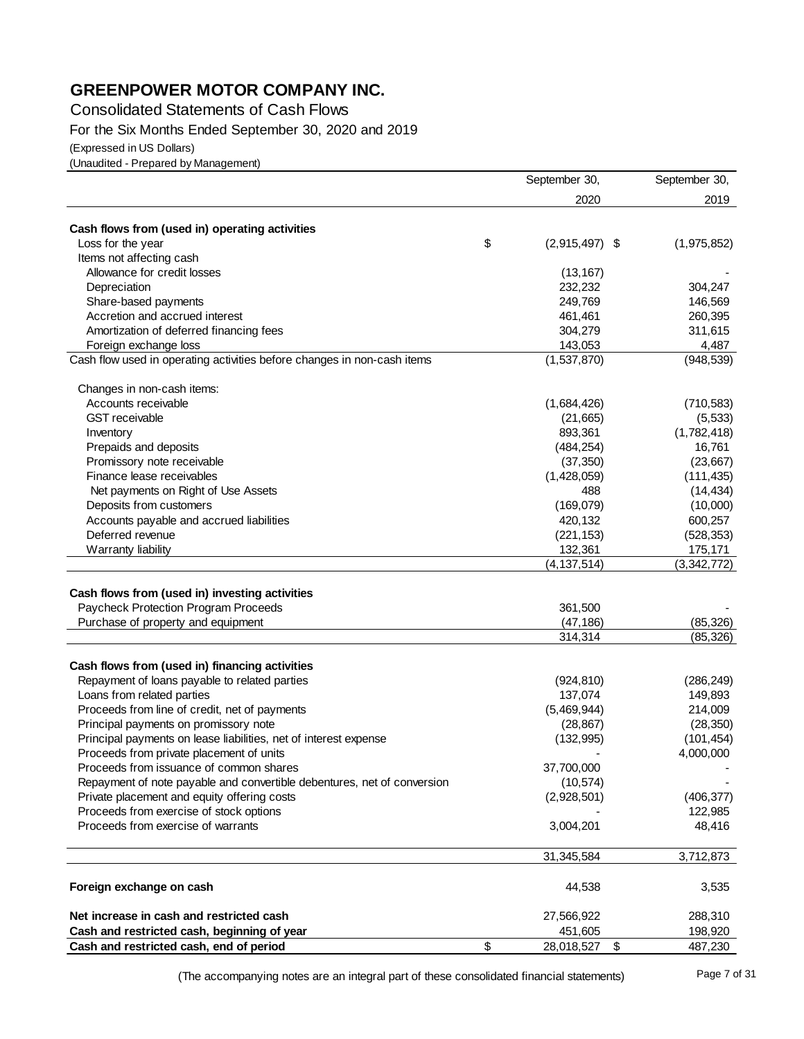# GREENPOWER MOTOR COMPANY INC.

Consolidated Statements of Cash Flows

For the Six Months Ended September 30, 2020 and 2019

(Expressed in US Dollars)

(Unaudited - Prepared by Management)

| | September 30, 2020 | September 30, 2019 |
|---|---|---|
| **Cash flows from (used in) operating activities** | | |
| Loss for the year | $ (2,915,497) | $ (1,975,852) |
| Items not affecting cash | | |
| Allowance for credit losses | (13,167) | - |
| Depreciation | 232,232 | 304,247 |
| Share-based payments | 249,769 | 146,569 |
| Accretion and accrued interest | 461,461 | 260,395 |
| Amortization of deferred financing fees | 304,279 | 311,615 |
| Foreign exchange loss | 143,053 | 4,487 |
| Cash flow used in operating activities before changes in non-cash items | (1,537,870) | (948,539) |
| Changes in non-cash items: | | |
| Accounts receivable | (1,684,426) | (710,583) |
| GST receivable | (21,665) | (5,533) |
| Inventory | 893,361 | (1,782,418) |
| Prepaids and deposits | (484,254) | 16,761 |
| Promissory note receivable | (37,350) | (23,667) |
| Finance lease receivables | (1,428,059) | (111,435) |
| Net payments on Right of Use Assets | 488 | (14,434) |
| Deposits from customers | (169,079) | (10,000) |
| Accounts payable and accrued liabilities | 420,132 | 600,257 |
| Deferred revenue | (221,153) | (528,353) |
| Warranty liability | 132,361 | 175,171 |
| | (4,137,514) | (3,342,772) |
| **Cash flows from (used in) investing activities** | | |
| Paycheck Protection Program Proceeds | 361,500 | - |
| Purchase of property and equipment | (47,186) | (85,326) |
| | 314,314 | (85,326) |
| **Cash flows from (used in) financing activities** | | |
| Repayment of loans payable to related parties | (924,810) | (286,249) |
| Loans from related parties | 137,074 | 149,893 |
| Proceeds from line of credit, net of payments | (5,469,944) | 214,009 |
| Principal payments on promissory note | (28,867) | (28,350) |
| Principal payments on lease liabilities, net of interest expense | (132,995) | (101,454) |
| Proceeds from private placement of units | - | 4,000,000 |
| Proceeds from issuance of common shares | 37,700,000 | - |
| Repayment of note payable and convertible debentures, net of conversion | (10,574) | - |
| Private placement and equity offering costs | (2,928,501) | (406,377) |
| Proceeds from exercise of stock options | - | 122,985 |
| Proceeds from exercise of warrants | 3,004,201 | 48,416 |
| | 31,345,584 | 3,712,873 |
| **Foreign exchange on cash** | 44,538 | 3,535 |
| **Net increase in cash and restricted cash** | 27,566,922 | 288,310 |
| **Cash and restricted cash, beginning of year** | 451,605 | 198,920 |
| **Cash and restricted cash, end of period** | $ 28,018,527 | $ 487,230 |

(The accompanying notes are an integral part of these consolidated financial statements)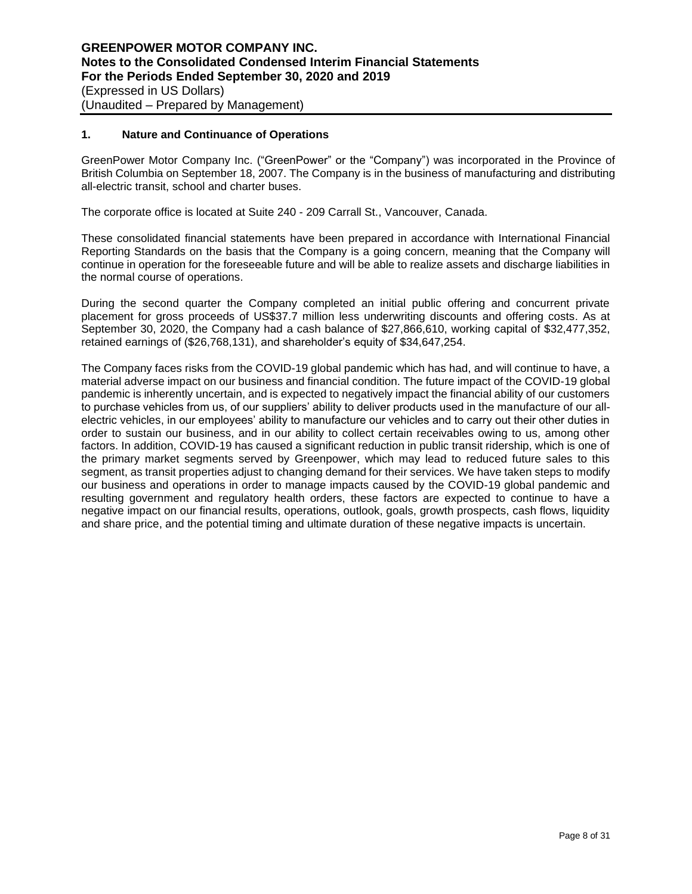## 1. Nature and Continuance of Operations

GreenPower Motor Company Inc. ("GreenPower" or the "Company") was incorporated in the Province of British Columbia on September 18, 2007. The Company is in the business of manufacturing and distributing all-electric transit, school and charter buses.

The corporate office is located at Suite 240 - 209 Carrall St., Vancouver, Canada.

These consolidated financial statements have been prepared in accordance with International Financial Reporting Standards on the basis that the Company is a going concern, meaning that the Company will continue in operation for the foreseeable future and will be able to realize assets and discharge liabilities in the normal course of operations.

During the second quarter the Company completed an initial public offering and concurrent private placement for gross proceeds of US$37.7 million less underwriting discounts and offering costs. As at September 30, 2020, the Company had a cash balance of $27,866,610, working capital of $32,477,352, retained earnings of ($26,768,131), and shareholder's equity of $34,647,254.

The Company faces risks from the COVID-19 global pandemic which has had, and will continue to have, a material adverse impact on our business and financial condition. The future impact of the COVID-19 global pandemic is inherently uncertain, and is expected to negatively impact the financial ability of our customers to purchase vehicles from us, of our suppliers' ability to deliver products used in the manufacture of our all-electric vehicles, in our employees' ability to manufacture our vehicles and to carry out their other duties in order to sustain our business, and in our ability to collect certain receivables owing to us, among other factors. In addition, COVID-19 has caused a significant reduction in public transit ridership, which is one of the primary market segments served by Greenpower, which may lead to reduced future sales to this segment, as transit properties adjust to changing demand for their services. We have taken steps to modify our business and operations in order to manage impacts caused by the COVID-19 global pandemic and resulting government and regulatory health orders, these factors are expected to continue to have a negative impact on our financial results, operations, outlook, goals, growth prospects, cash flows, liquidity and share price, and the potential timing and ultimate duration of these negative impacts is uncertain.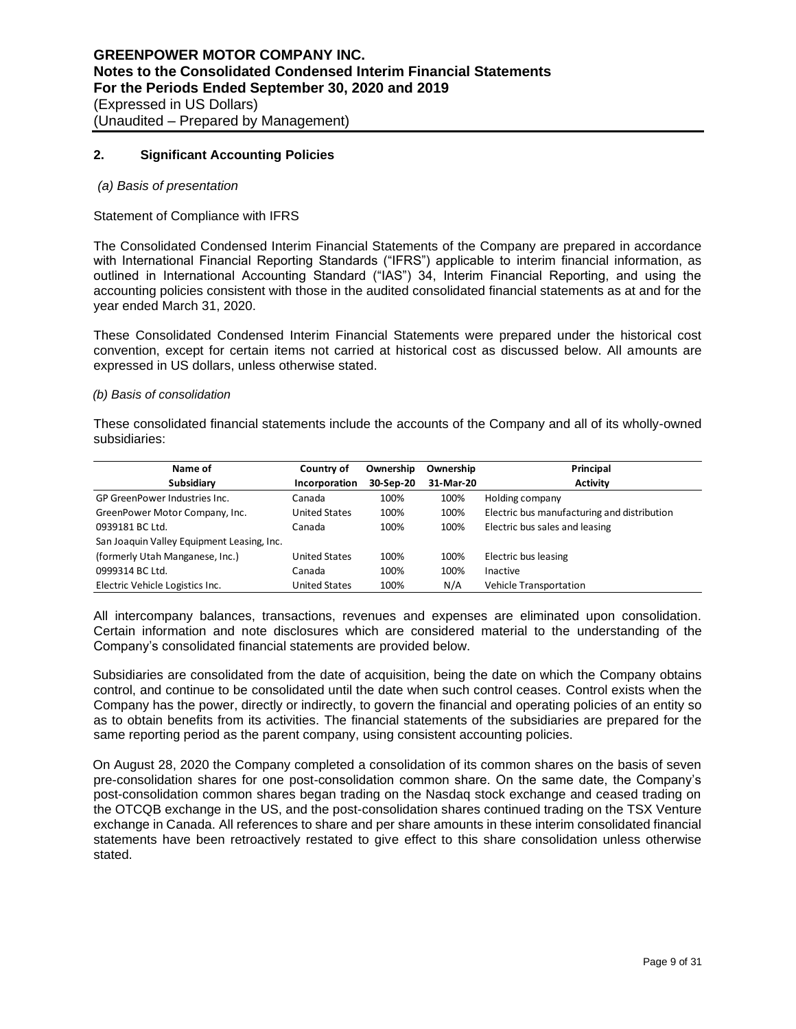## 2. Significant Accounting Policies

*(a) Basis of presentation*

Statement of Compliance with IFRS

The Consolidated Condensed Interim Financial Statements of the Company are prepared in accordance with International Financial Reporting Standards ("IFRS") applicable to interim financial information, as outlined in International Accounting Standard ("IAS") 34, Interim Financial Reporting, and using the accounting policies consistent with those in the audited consolidated financial statements as at and for the year ended March 31, 2020.

These Consolidated Condensed Interim Financial Statements were prepared under the historical cost convention, except for certain items not carried at historical cost as discussed below. All amounts are expressed in US dollars, unless otherwise stated.

*(b) Basis of consolidation*

These consolidated financial statements include the accounts of the Company and all of its wholly-owned subsidiaries:

| Name of Subsidiary | Country of Incorporation | Ownership 30-Sep-20 | Ownership 31-Mar-20 | Principal Activity |
|---|---|---|---|---|
| GP GreenPower Industries Inc. | Canada | 100% | 100% | Holding company |
| GreenPower Motor Company, Inc. | United States | 100% | 100% | Electric bus manufacturing and distribution |
| 0939181 BC Ltd. | Canada | 100% | 100% | Electric bus sales and leasing |
| San Joaquin Valley Equipment Leasing, Inc. (formerly Utah Manganese, Inc.) | United States | 100% | 100% | Electric bus leasing |
| 0999314 BC Ltd. | Canada | 100% | 100% | Inactive |
| Electric Vehicle Logistics Inc. | United States | 100% | N/A | Vehicle Transportation |

All intercompany balances, transactions, revenues and expenses are eliminated upon consolidation. Certain information and note disclosures which are considered material to the understanding of the Company's consolidated financial statements are provided below.

Subsidiaries are consolidated from the date of acquisition, being the date on which the Company obtains control, and continue to be consolidated until the date when such control ceases. Control exists when the Company has the power, directly or indirectly, to govern the financial and operating policies of an entity so as to obtain benefits from its activities. The financial statements of the subsidiaries are prepared for the same reporting period as the parent company, using consistent accounting policies.

On August 28, 2020 the Company completed a consolidation of its common shares on the basis of seven pre-consolidation shares for one post-consolidation common share. On the same date, the Company's post-consolidation common shares began trading on the Nasdaq stock exchange and ceased trading on the OTCQB exchange in the US, and the post-consolidation shares continued trading on the TSX Venture exchange in Canada. All references to share and per share amounts in these interim consolidated financial statements have been retroactively restated to give effect to this share consolidation unless otherwise stated.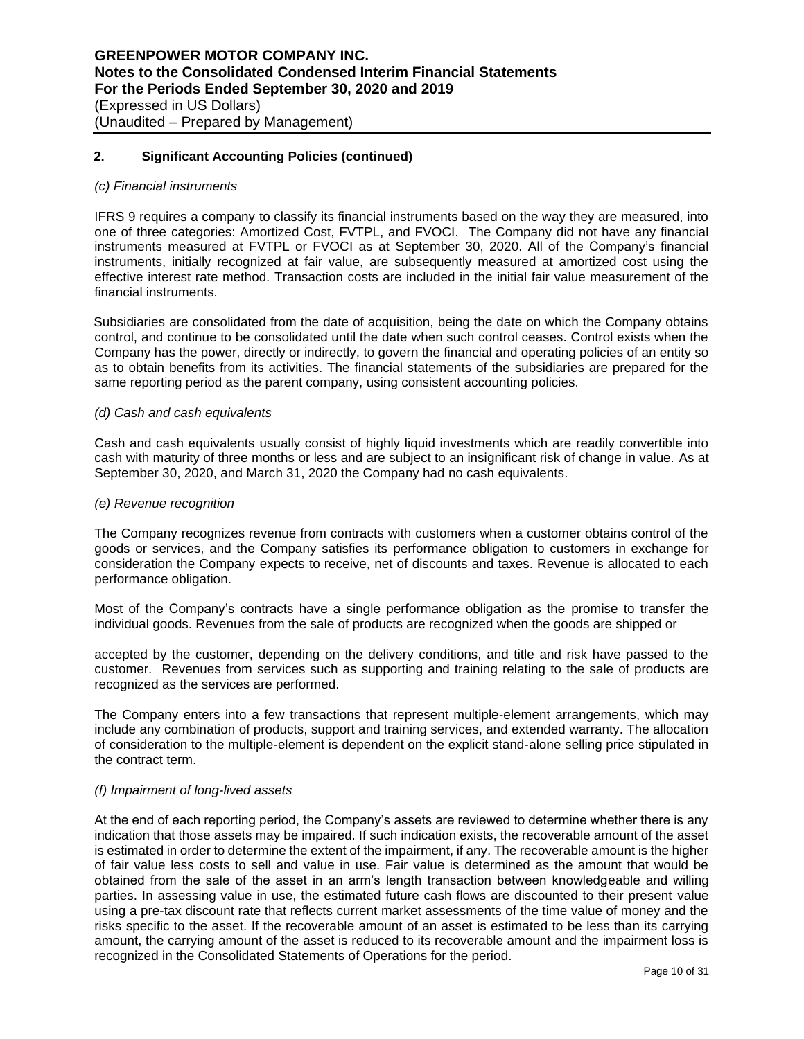## 2. Significant Accounting Policies (continued)

*(c) Financial instruments*

IFRS 9 requires a company to classify its financial instruments based on the way they are measured, into one of three categories: Amortized Cost, FVTPL, and FVOCI. The Company did not have any financial instruments measured at FVTPL or FVOCI as at September 30, 2020. All of the Company's financial instruments, initially recognized at fair value, are subsequently measured at amortized cost using the effective interest rate method. Transaction costs are included in the initial fair value measurement of the financial instruments.

Subsidiaries are consolidated from the date of acquisition, being the date on which the Company obtains control, and continue to be consolidated until the date when such control ceases. Control exists when the Company has the power, directly or indirectly, to govern the financial and operating policies of an entity so as to obtain benefits from its activities. The financial statements of the subsidiaries are prepared for the same reporting period as the parent company, using consistent accounting policies.

*(d) Cash and cash equivalents*

Cash and cash equivalents usually consist of highly liquid investments which are readily convertible into cash with maturity of three months or less and are subject to an insignificant risk of change in value. As at September 30, 2020, and March 31, 2020 the Company had no cash equivalents.

*(e) Revenue recognition*

The Company recognizes revenue from contracts with customers when a customer obtains control of the goods or services, and the Company satisfies its performance obligation to customers in exchange for consideration the Company expects to receive, net of discounts and taxes. Revenue is allocated to each performance obligation.

Most of the Company's contracts have a single performance obligation as the promise to transfer the individual goods. Revenues from the sale of products are recognized when the goods are shipped or accepted by the customer, depending on the delivery conditions, and title and risk have passed to the customer. Revenues from services such as supporting and training relating to the sale of products are recognized as the services are performed.

The Company enters into a few transactions that represent multiple-element arrangements, which may include any combination of products, support and training services, and extended warranty. The allocation of consideration to the multiple-element is dependent on the explicit stand-alone selling price stipulated in the contract term.

*(f) Impairment of long-lived assets*

At the end of each reporting period, the Company's assets are reviewed to determine whether there is any indication that those assets may be impaired. If such indication exists, the recoverable amount of the asset is estimated in order to determine the extent of the impairment, if any. The recoverable amount is the higher of fair value less costs to sell and value in use. Fair value is determined as the amount that would be obtained from the sale of the asset in an arm's length transaction between knowledgeable and willing parties. In assessing value in use, the estimated future cash flows are discounted to their present value using a pre-tax discount rate that reflects current market assessments of the time value of money and the risks specific to the asset. If the recoverable amount of an asset is estimated to be less than its carrying amount, the carrying amount of the asset is reduced to its recoverable amount and the impairment loss is recognized in the Consolidated Statements of Operations for the period.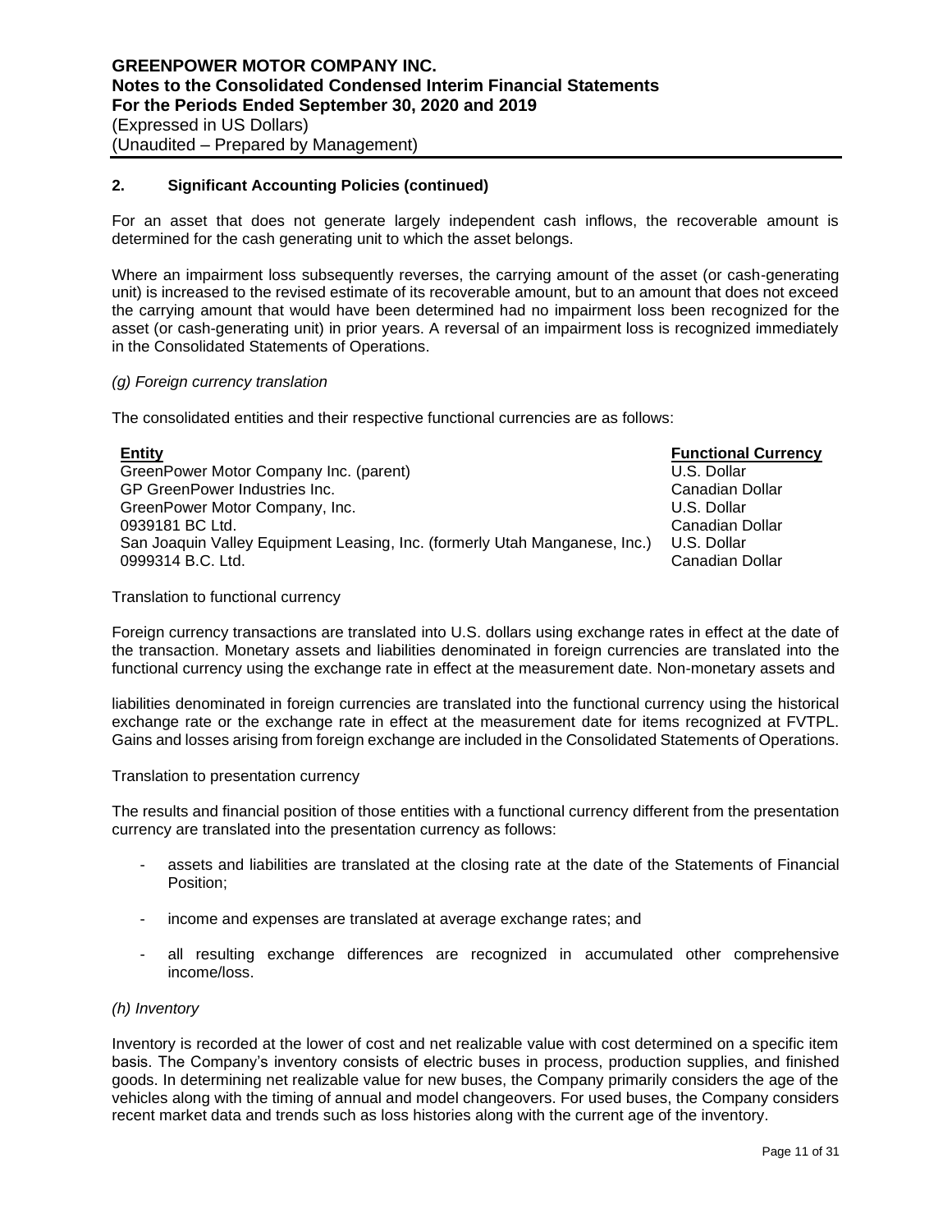## 2. Significant Accounting Policies (continued)

For an asset that does not generate largely independent cash inflows, the recoverable amount is determined for the cash generating unit to which the asset belongs.

Where an impairment loss subsequently reverses, the carrying amount of the asset (or cash-generating unit) is increased to the revised estimate of its recoverable amount, but to an amount that does not exceed the carrying amount that would have been determined had no impairment loss been recognized for the asset (or cash-generating unit) in prior years. A reversal of an impairment loss is recognized immediately in the Consolidated Statements of Operations.

*(g) Foreign currency translation*

The consolidated entities and their respective functional currencies are as follows:

| Entity | Functional Currency |
|---|---|
| GreenPower Motor Company Inc. (parent) | U.S. Dollar |
| GP GreenPower Industries Inc. | Canadian Dollar |
| GreenPower Motor Company, Inc. | U.S. Dollar |
| 0939181 BC Ltd. | Canadian Dollar |
| San Joaquin Valley Equipment Leasing, Inc. (formerly Utah Manganese, Inc.) | U.S. Dollar |
| 0999314 B.C. Ltd. | Canadian Dollar |

Translation to functional currency

Foreign currency transactions are translated into U.S. dollars using exchange rates in effect at the date of the transaction. Monetary assets and liabilities denominated in foreign currencies are translated into the functional currency using the exchange rate in effect at the measurement date. Non-monetary assets and liabilities denominated in foreign currencies are translated into the functional currency using the historical exchange rate or the exchange rate in effect at the measurement date for items recognized at FVTPL. Gains and losses arising from foreign exchange are included in the Consolidated Statements of Operations.

Translation to presentation currency

The results and financial position of those entities with a functional currency different from the presentation currency are translated into the presentation currency as follows:

- assets and liabilities are translated at the closing rate at the date of the Statements of Financial Position;
- income and expenses are translated at average exchange rates; and
- all resulting exchange differences are recognized in accumulated other comprehensive income/loss.

*(h) Inventory*

Inventory is recorded at the lower of cost and net realizable value with cost determined on a specific item basis. The Company's inventory consists of electric buses in process, production supplies, and finished goods. In determining net realizable value for new buses, the Company primarily considers the age of the vehicles along with the timing of annual and model changeovers. For used buses, the Company considers recent market data and trends such as loss histories along with the current age of the inventory.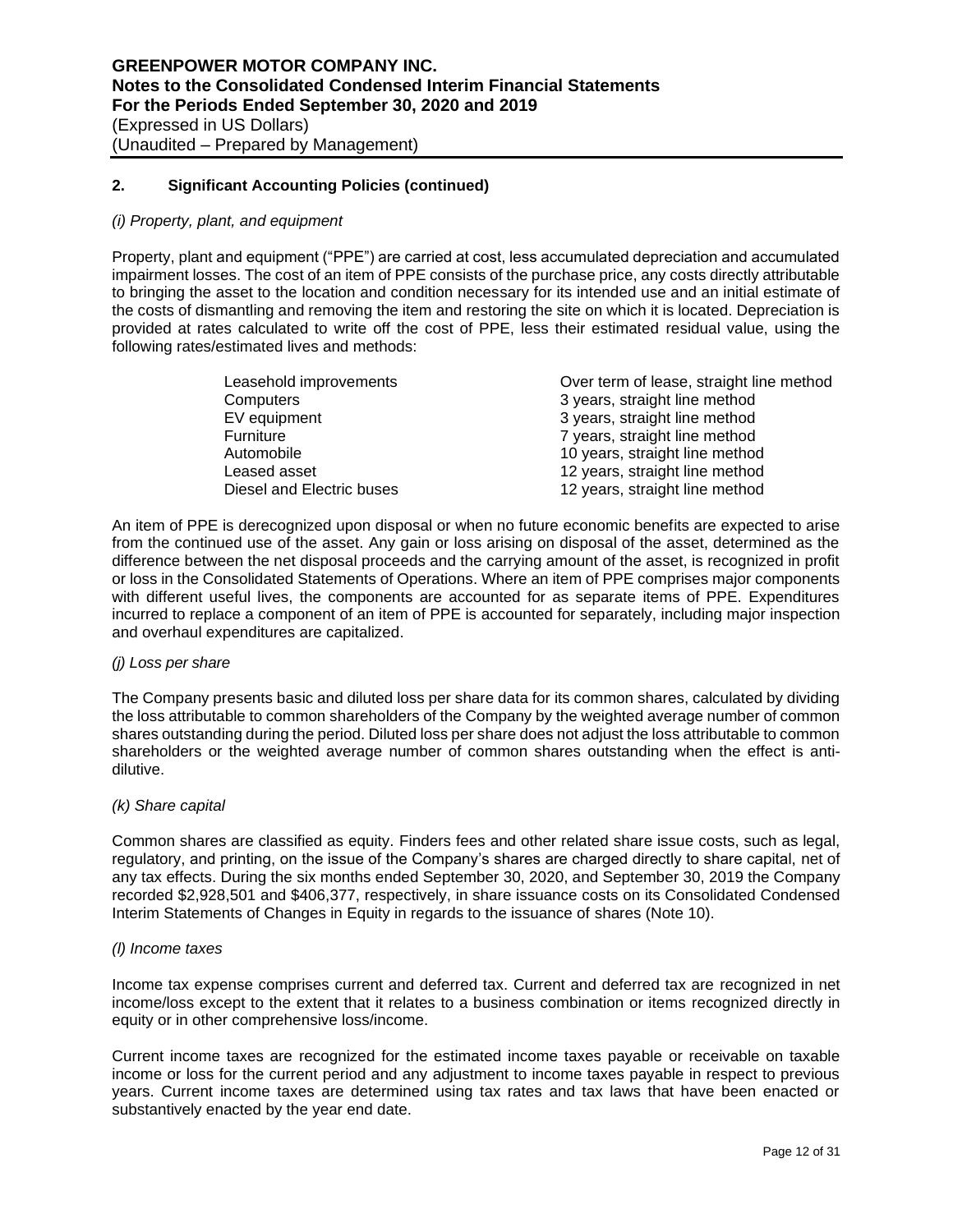## 2. Significant Accounting Policies (continued)

*(i) Property, plant, and equipment*

Property, plant and equipment ("PPE") are carried at cost, less accumulated depreciation and accumulated impairment losses. The cost of an item of PPE consists of the purchase price, any costs directly attributable to bringing the asset to the location and condition necessary for its intended use and an initial estimate of the costs of dismantling and removing the item and restoring the site on which it is located. Depreciation is provided at rates calculated to write off the cost of PPE, less their estimated residual value, using the following rates/estimated lives and methods:

| | |
|---|---|
| Leasehold improvements | Over term of lease, straight line method |
| Computers | 3 years, straight line method |
| EV equipment | 3 years, straight line method |
| Furniture | 7 years, straight line method |
| Automobile | 10 years, straight line method |
| Leased asset | 12 years, straight line method |
| Diesel and Electric buses | 12 years, straight line method |

An item of PPE is derecognized upon disposal or when no future economic benefits are expected to arise from the continued use of the asset. Any gain or loss arising on disposal of the asset, determined as the difference between the net disposal proceeds and the carrying amount of the asset, is recognized in profit or loss in the Consolidated Statements of Operations. Where an item of PPE comprises major components with different useful lives, the components are accounted for as separate items of PPE. Expenditures incurred to replace a component of an item of PPE is accounted for separately, including major inspection and overhaul expenditures are capitalized.

*(j) Loss per share*

The Company presents basic and diluted loss per share data for its common shares, calculated by dividing the loss attributable to common shareholders of the Company by the weighted average number of common shares outstanding during the period. Diluted loss per share does not adjust the loss attributable to common shareholders or the weighted average number of common shares outstanding when the effect is anti-dilutive.

*(k) Share capital*

Common shares are classified as equity. Finders fees and other related share issue costs, such as legal, regulatory, and printing, on the issue of the Company's shares are charged directly to share capital, net of any tax effects. During the six months ended September 30, 2020, and September 30, 2019 the Company recorded $2,928,501 and $406,377, respectively, in share issuance costs on its Consolidated Condensed Interim Statements of Changes in Equity in regards to the issuance of shares (Note 10).

*(l) Income taxes*

Income tax expense comprises current and deferred tax. Current and deferred tax are recognized in net income/loss except to the extent that it relates to a business combination or items recognized directly in equity or in other comprehensive loss/income.

Current income taxes are recognized for the estimated income taxes payable or receivable on taxable income or loss for the current period and any adjustment to income taxes payable in respect to previous years. Current income taxes are determined using tax rates and tax laws that have been enacted or substantively enacted by the year end date.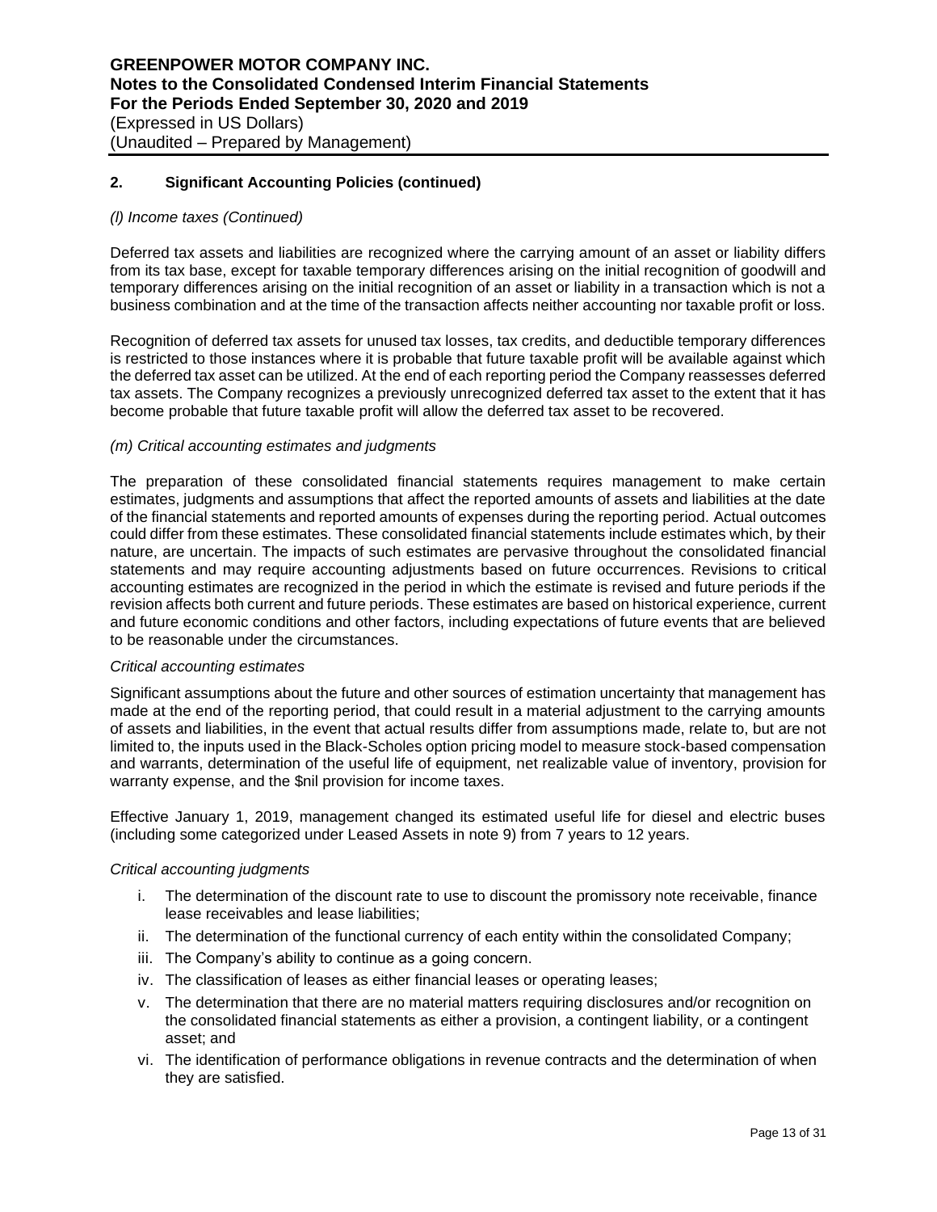## 2. Significant Accounting Policies (continued)

*(l) Income taxes (Continued)*

Deferred tax assets and liabilities are recognized where the carrying amount of an asset or liability differs from its tax base, except for taxable temporary differences arising on the initial recognition of goodwill and temporary differences arising on the initial recognition of an asset or liability in a transaction which is not a business combination and at the time of the transaction affects neither accounting nor taxable profit or loss.

Recognition of deferred tax assets for unused tax losses, tax credits, and deductible temporary differences is restricted to those instances where it is probable that future taxable profit will be available against which the deferred tax asset can be utilized. At the end of each reporting period the Company reassesses deferred tax assets. The Company recognizes a previously unrecognized deferred tax asset to the extent that it has become probable that future taxable profit will allow the deferred tax asset to be recovered.

*(m) Critical accounting estimates and judgments*

The preparation of these consolidated financial statements requires management to make certain estimates, judgments and assumptions that affect the reported amounts of assets and liabilities at the date of the financial statements and reported amounts of expenses during the reporting period. Actual outcomes could differ from these estimates. These consolidated financial statements include estimates which, by their nature, are uncertain. The impacts of such estimates are pervasive throughout the consolidated financial statements and may require accounting adjustments based on future occurrences. Revisions to critical accounting estimates are recognized in the period in which the estimate is revised and future periods if the revision affects both current and future periods. These estimates are based on historical experience, current and future economic conditions and other factors, including expectations of future events that are believed to be reasonable under the circumstances.

*Critical accounting estimates*

Significant assumptions about the future and other sources of estimation uncertainty that management has made at the end of the reporting period, that could result in a material adjustment to the carrying amounts of assets and liabilities, in the event that actual results differ from assumptions made, relate to, but are not limited to, the inputs used in the Black-Scholes option pricing model to measure stock-based compensation and warrants, determination of the useful life of equipment, net realizable value of inventory, provision for warranty expense, and the $nil provision for income taxes.

Effective January 1, 2019, management changed its estimated useful life for diesel and electric buses (including some categorized under Leased Assets in note 9) from 7 years to 12 years.

*Critical accounting judgments*

i. The determination of the discount rate to use to discount the promissory note receivable, finance lease receivables and lease liabilities;
ii. The determination of the functional currency of each entity within the consolidated Company;
iii. The Company's ability to continue as a going concern.
iv. The classification of leases as either financial leases or operating leases;
v. The determination that there are no material matters requiring disclosures and/or recognition on the consolidated financial statements as either a provision, a contingent liability, or a contingent asset; and
vi. The identification of performance obligations in revenue contracts and the determination of when they are satisfied.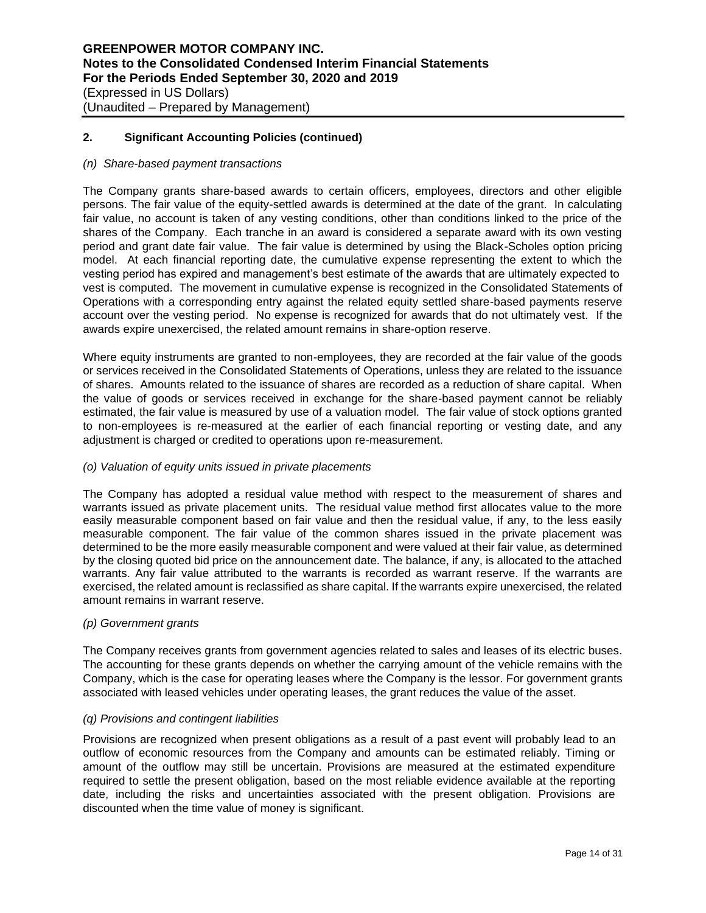## 2. Significant Accounting Policies (continued)

### *(n) Share-based payment transactions*

The Company grants share-based awards to certain officers, employees, directors and other eligible persons. The fair value of the equity-settled awards is determined at the date of the grant. In calculating fair value, no account is taken of any vesting conditions, other than conditions linked to the price of the shares of the Company. Each tranche in an award is considered a separate award with its own vesting period and grant date fair value. The fair value is determined by using the Black-Scholes option pricing model. At each financial reporting date, the cumulative expense representing the extent to which the vesting period has expired and management's best estimate of the awards that are ultimately expected to vest is computed. The movement in cumulative expense is recognized in the Consolidated Statements of Operations with a corresponding entry against the related equity settled share-based payments reserve account over the vesting period. No expense is recognized for awards that do not ultimately vest. If the awards expire unexercised, the related amount remains in share-option reserve.

Where equity instruments are granted to non-employees, they are recorded at the fair value of the goods or services received in the Consolidated Statements of Operations, unless they are related to the issuance of shares. Amounts related to the issuance of shares are recorded as a reduction of share capital. When the value of goods or services received in exchange for the share-based payment cannot be reliably estimated, the fair value is measured by use of a valuation model. The fair value of stock options granted to non-employees is re-measured at the earlier of each financial reporting or vesting date, and any adjustment is charged or credited to operations upon re-measurement.

### *(o) Valuation of equity units issued in private placements*

The Company has adopted a residual value method with respect to the measurement of shares and warrants issued as private placement units. The residual value method first allocates value to the more easily measurable component based on fair value and then the residual value, if any, to the less easily measurable component. The fair value of the common shares issued in the private placement was determined to be the more easily measurable component and were valued at their fair value, as determined by the closing quoted bid price on the announcement date. The balance, if any, is allocated to the attached warrants. Any fair value attributed to the warrants is recorded as warrant reserve. If the warrants are exercised, the related amount is reclassified as share capital. If the warrants expire unexercised, the related amount remains in warrant reserve.

### *(p) Government grants*

The Company receives grants from government agencies related to sales and leases of its electric buses. The accounting for these grants depends on whether the carrying amount of the vehicle remains with the Company, which is the case for operating leases where the Company is the lessor. For government grants associated with leased vehicles under operating leases, the grant reduces the value of the asset.

### *(q) Provisions and contingent liabilities*

Provisions are recognized when present obligations as a result of a past event will probably lead to an outflow of economic resources from the Company and amounts can be estimated reliably. Timing or amount of the outflow may still be uncertain. Provisions are measured at the estimated expenditure required to settle the present obligation, based on the most reliable evidence available at the reporting date, including the risks and uncertainties associated with the present obligation. Provisions are discounted when the time value of money is significant.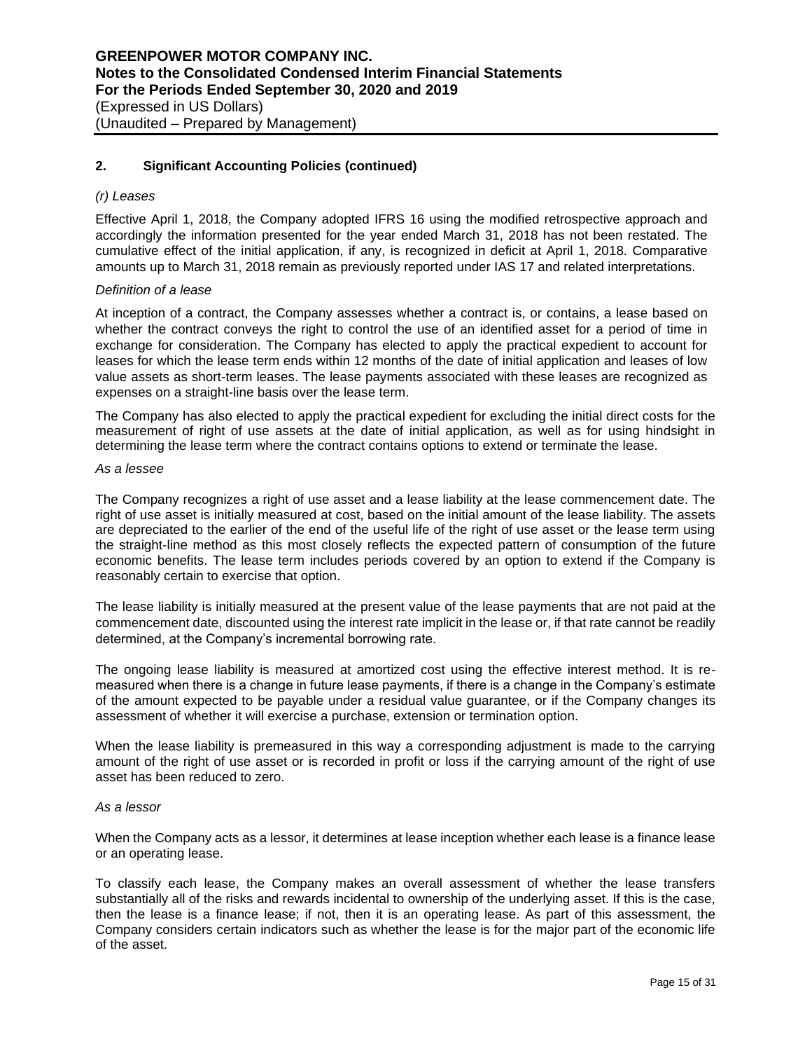## 2. Significant Accounting Policies (continued)

*(r) Leases*

Effective April 1, 2018, the Company adopted IFRS 16 using the modified retrospective approach and accordingly the information presented for the year ended March 31, 2018 has not been restated. The cumulative effect of the initial application, if any, is recognized in deficit at April 1, 2018. Comparative amounts up to March 31, 2018 remain as previously reported under IAS 17 and related interpretations.

*Definition of a lease*

At inception of a contract, the Company assesses whether a contract is, or contains, a lease based on whether the contract conveys the right to control the use of an identified asset for a period of time in exchange for consideration. The Company has elected to apply the practical expedient to account for leases for which the lease term ends within 12 months of the date of initial application and leases of low value assets as short-term leases. The lease payments associated with these leases are recognized as expenses on a straight-line basis over the lease term.

The Company has also elected to apply the practical expedient for excluding the initial direct costs for the measurement of right of use assets at the date of initial application, as well as for using hindsight in determining the lease term where the contract contains options to extend or terminate the lease.

*As a lessee*

The Company recognizes a right of use asset and a lease liability at the lease commencement date. The right of use asset is initially measured at cost, based on the initial amount of the lease liability. The assets are depreciated to the earlier of the end of the useful life of the right of use asset or the lease term using the straight-line method as this most closely reflects the expected pattern of consumption of the future economic benefits. The lease term includes periods covered by an option to extend if the Company is reasonably certain to exercise that option.

The lease liability is initially measured at the present value of the lease payments that are not paid at the commencement date, discounted using the interest rate implicit in the lease or, if that rate cannot be readily determined, at the Company's incremental borrowing rate.

The ongoing lease liability is measured at amortized cost using the effective interest method. It is re-measured when there is a change in future lease payments, if there is a change in the Company's estimate of the amount expected to be payable under a residual value guarantee, or if the Company changes its assessment of whether it will exercise a purchase, extension or termination option.

When the lease liability is premeasured in this way a corresponding adjustment is made to the carrying amount of the right of use asset or is recorded in profit or loss if the carrying amount of the right of use asset has been reduced to zero.

*As a lessor*

When the Company acts as a lessor, it determines at lease inception whether each lease is a finance lease or an operating lease.

To classify each lease, the Company makes an overall assessment of whether the lease transfers substantially all of the risks and rewards incidental to ownership of the underlying asset. If this is the case, then the lease is a finance lease; if not, then it is an operating lease. As part of this assessment, the Company considers certain indicators such as whether the lease is for the major part of the economic life of the asset.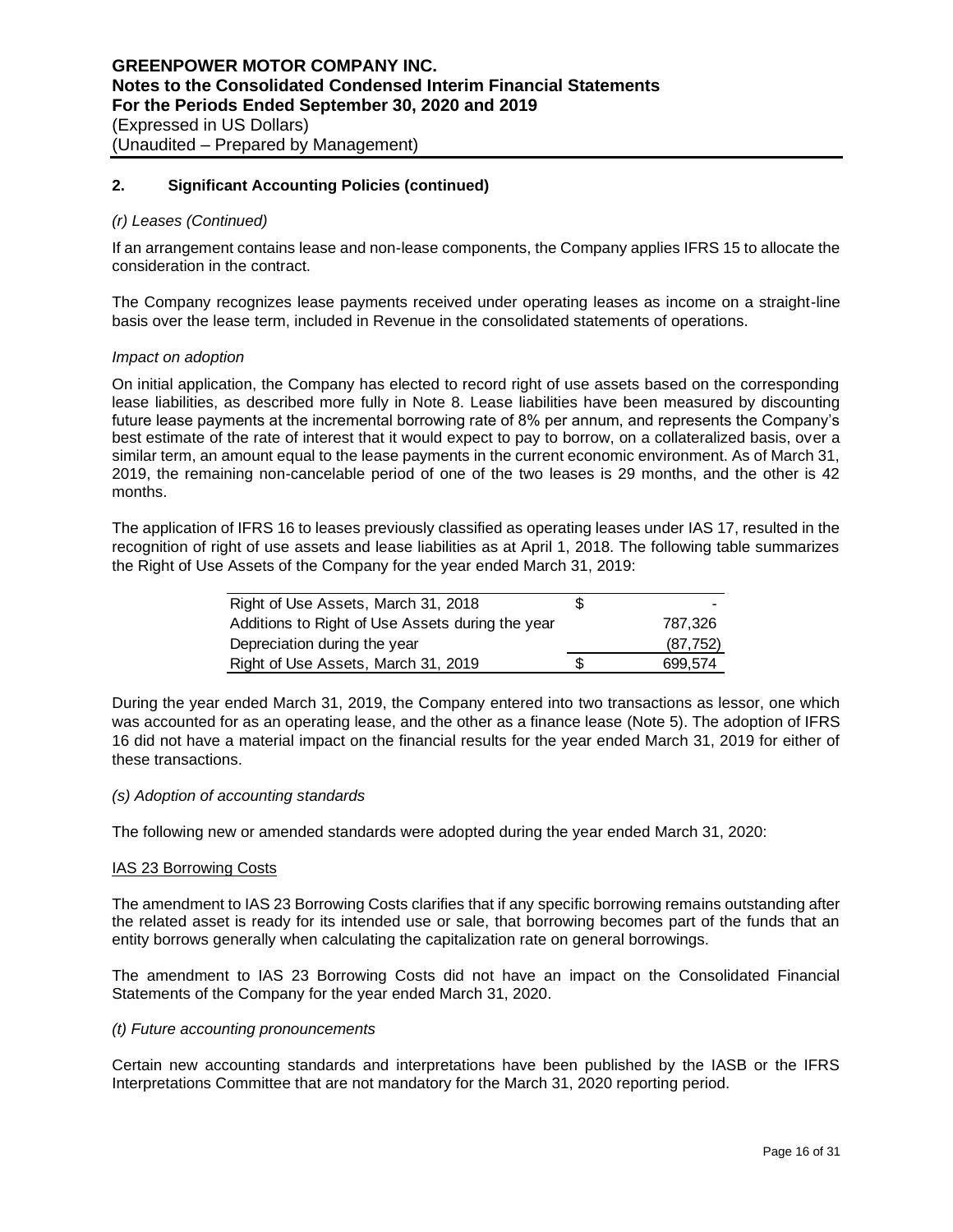## 2. Significant Accounting Policies (continued)

*(r) Leases (Continued)*

If an arrangement contains lease and non-lease components, the Company applies IFRS 15 to allocate the consideration in the contract.

The Company recognizes lease payments received under operating leases as income on a straight-line basis over the lease term, included in Revenue in the consolidated statements of operations.

*Impact on adoption*

On initial application, the Company has elected to record right of use assets based on the corresponding lease liabilities, as described more fully in Note 8. Lease liabilities have been measured by discounting future lease payments at the incremental borrowing rate of 8% per annum, and represents the Company's best estimate of the rate of interest that it would expect to pay to borrow, on a collateralized basis, over a similar term, an amount equal to the lease payments in the current economic environment. As of March 31, 2019, the remaining non-cancelable period of one of the two leases is 29 months, and the other is 42 months.

The application of IFRS 16 to leases previously classified as operating leases under IAS 17, resulted in the recognition of right of use assets and lease liabilities as at April 1, 2018. The following table summarizes the Right of Use Assets of the Company for the year ended March 31, 2019:

| | | |
|---|---|---|
| Right of Use Assets, March 31, 2018 | $ | - |
| Additions to Right of Use Assets during the year | | 787,326 |
| Depreciation during the year | | (87,752) |
| Right of Use Assets, March 31, 2019 | $ | 699,574 |

During the year ended March 31, 2019, the Company entered into two transactions as lessor, one which was accounted for as an operating lease, and the other as a finance lease (Note 5). The adoption of IFRS 16 did not have a material impact on the financial results for the year ended March 31, 2019 for either of these transactions.

*(s) Adoption of accounting standards*

The following new or amended standards were adopted during the year ended March 31, 2020:

IAS 23 Borrowing Costs

The amendment to IAS 23 Borrowing Costs clarifies that if any specific borrowing remains outstanding after the related asset is ready for its intended use or sale, that borrowing becomes part of the funds that an entity borrows generally when calculating the capitalization rate on general borrowings.

The amendment to IAS 23 Borrowing Costs did not have an impact on the Consolidated Financial Statements of the Company for the year ended March 31, 2020.

*(t) Future accounting pronouncements*

Certain new accounting standards and interpretations have been published by the IASB or the IFRS Interpretations Committee that are not mandatory for the March 31, 2020 reporting period.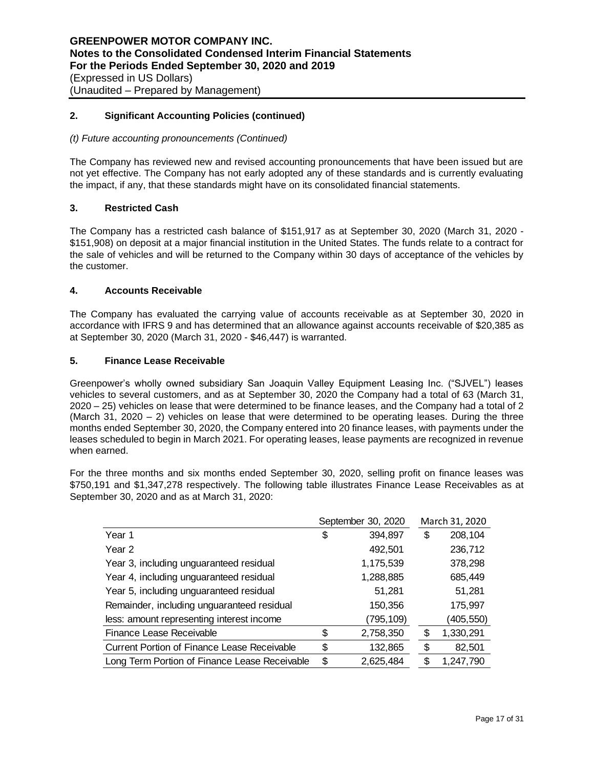## 2. Significant Accounting Policies (continued)

*(t) Future accounting pronouncements (Continued)*

The Company has reviewed new and revised accounting pronouncements that have been issued but are not yet effective. The Company has not early adopted any of these standards and is currently evaluating the impact, if any, that these standards might have on its consolidated financial statements.

## 3. Restricted Cash

The Company has a restricted cash balance of $151,917 as at September 30, 2020 (March 31, 2020 - $151,908) on deposit at a major financial institution in the United States. The funds relate to a contract for the sale of vehicles and will be returned to the Company within 30 days of acceptance of the vehicles by the customer.

## 4. Accounts Receivable

The Company has evaluated the carrying value of accounts receivable as at September 30, 2020 in accordance with IFRS 9 and has determined that an allowance against accounts receivable of $20,385 as at September 30, 2020 (March 31, 2020 - $46,447) is warranted.

## 5. Finance Lease Receivable

Greenpower's wholly owned subsidiary San Joaquin Valley Equipment Leasing Inc. ("SJVEL") leases vehicles to several customers, and as at September 30, 2020 the Company had a total of 63 (March 31, 2020 – 25) vehicles on lease that were determined to be finance leases, and the Company had a total of 2 (March 31, 2020 – 2) vehicles on lease that were determined to be operating leases. During the three months ended September 30, 2020, the Company entered into 20 finance leases, with payments under the leases scheduled to begin in March 2021. For operating leases, lease payments are recognized in revenue when earned.

For the three months and six months ended September 30, 2020, selling profit on finance leases was $750,191 and $1,347,278 respectively. The following table illustrates Finance Lease Receivables as at September 30, 2020 and as at March 31, 2020:

| | September 30, 2020 | March 31, 2020 |
|---|---|---|
| Year 1 | $ 394,897 | $ 208,104 |
| Year 2 | 492,501 | 236,712 |
| Year 3, including unguaranteed residual | 1,175,539 | 378,298 |
| Year 4, including unguaranteed residual | 1,288,885 | 685,449 |
| Year 5, including unguaranteed residual | 51,281 | 51,281 |
| Remainder, including unguaranteed residual | 150,356 | 175,997 |
| less: amount representing interest income | (795,109) | (405,550) |
| Finance Lease Receivable | $ 2,758,350 | $ 1,330,291 |
| Current Portion of Finance Lease Receivable | $ 132,865 | $ 82,501 |
| Long Term Portion of Finance Lease Receivable | $ 2,625,484 | $ 1,247,790 |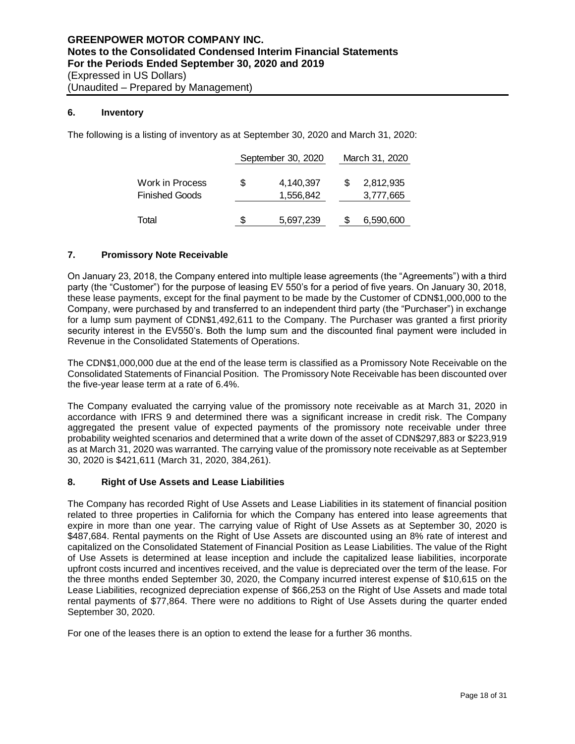### 6. Inventory

The following is a listing of inventory as at September 30, 2020 and March 31, 2020:

| | September 30, 2020 | March 31, 2020 |
|---|---|---|
| Work in Process | $ 4,140,397 | $ 2,812,935 |
| Finished Goods | 1,556,842 | 3,777,665 |
| Total | $ 5,697,239 | $ 6,590,600 |

### 7. Promissory Note Receivable

On January 23, 2018, the Company entered into multiple lease agreements (the "Agreements") with a third party (the "Customer") for the purpose of leasing EV 550's for a period of five years. On January 30, 2018, these lease payments, except for the final payment to be made by the Customer of CDN$1,000,000 to the Company, were purchased by and transferred to an independent third party (the "Purchaser") in exchange for a lump sum payment of CDN$1,492,611 to the Company. The Purchaser was granted a first priority security interest in the EV550's. Both the lump sum and the discounted final payment were included in Revenue in the Consolidated Statements of Operations.

The CDN$1,000,000 due at the end of the lease term is classified as a Promissory Note Receivable on the Consolidated Statements of Financial Position. The Promissory Note Receivable has been discounted over the five-year lease term at a rate of 6.4%.

The Company evaluated the carrying value of the promissory note receivable as at March 31, 2020 in accordance with IFRS 9 and determined there was a significant increase in credit risk. The Company aggregated the present value of expected payments of the promissory note receivable under three probability weighted scenarios and determined that a write down of the asset of CDN$297,883 or $223,919 as at March 31, 2020 was warranted. The carrying value of the promissory note receivable as at September 30, 2020 is $421,611 (March 31, 2020, 384,261).

### 8. Right of Use Assets and Lease Liabilities

The Company has recorded Right of Use Assets and Lease Liabilities in its statement of financial position related to three properties in California for which the Company has entered into lease agreements that expire in more than one year. The carrying value of Right of Use Assets as at September 30, 2020 is $487,684. Rental payments on the Right of Use Assets are discounted using an 8% rate of interest and capitalized on the Consolidated Statement of Financial Position as Lease Liabilities. The value of the Right of Use Assets is determined at lease inception and include the capitalized lease liabilities, incorporate upfront costs incurred and incentives received, and the value is depreciated over the term of the lease. For the three months ended September 30, 2020, the Company incurred interest expense of $10,615 on the Lease Liabilities, recognized depreciation expense of $66,253 on the Right of Use Assets and made total rental payments of $77,864. There were no additions to Right of Use Assets during the quarter ended September 30, 2020.

For one of the leases there is an option to extend the lease for a further 36 months.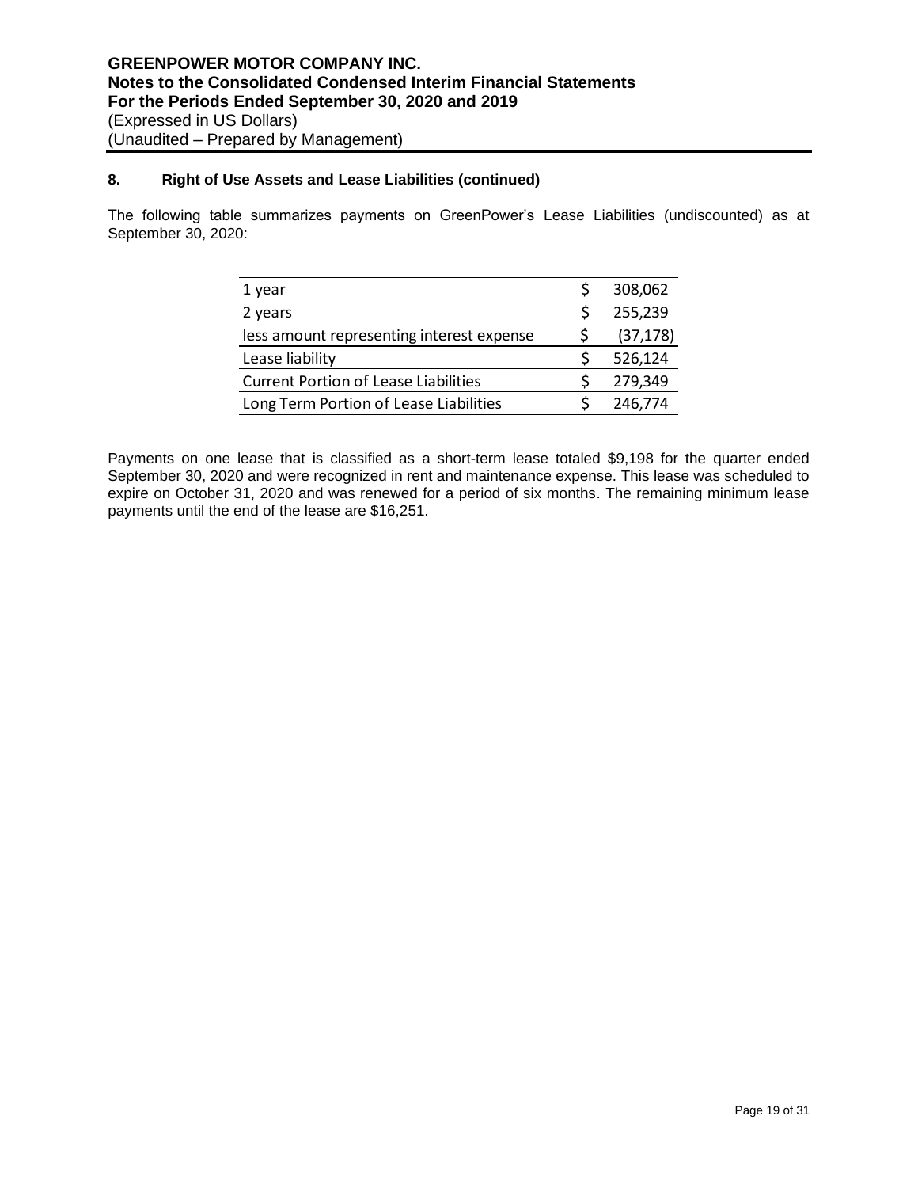### 8. Right of Use Assets and Lease Liabilities (continued)

The following table summarizes payments on GreenPower's Lease Liabilities (undiscounted) as at September 30, 2020:

| | | |
|---|---|---|
| 1 year | $ | 308,062 |
| 2 years | $ | 255,239 |
| less amount representing interest expense | $ | (37,178) |
| Lease liability | $ | 526,124 |
| Current Portion of Lease Liabilities | $ | 279,349 |
| Long Term Portion of Lease Liabilities | $ | 246,774 |

Payments on one lease that is classified as a short-term lease totaled $9,198 for the quarter ended September 30, 2020 and were recognized in rent and maintenance expense. This lease was scheduled to expire on October 31, 2020 and was renewed for a period of six months. The remaining minimum lease payments until the end of the lease are $16,251.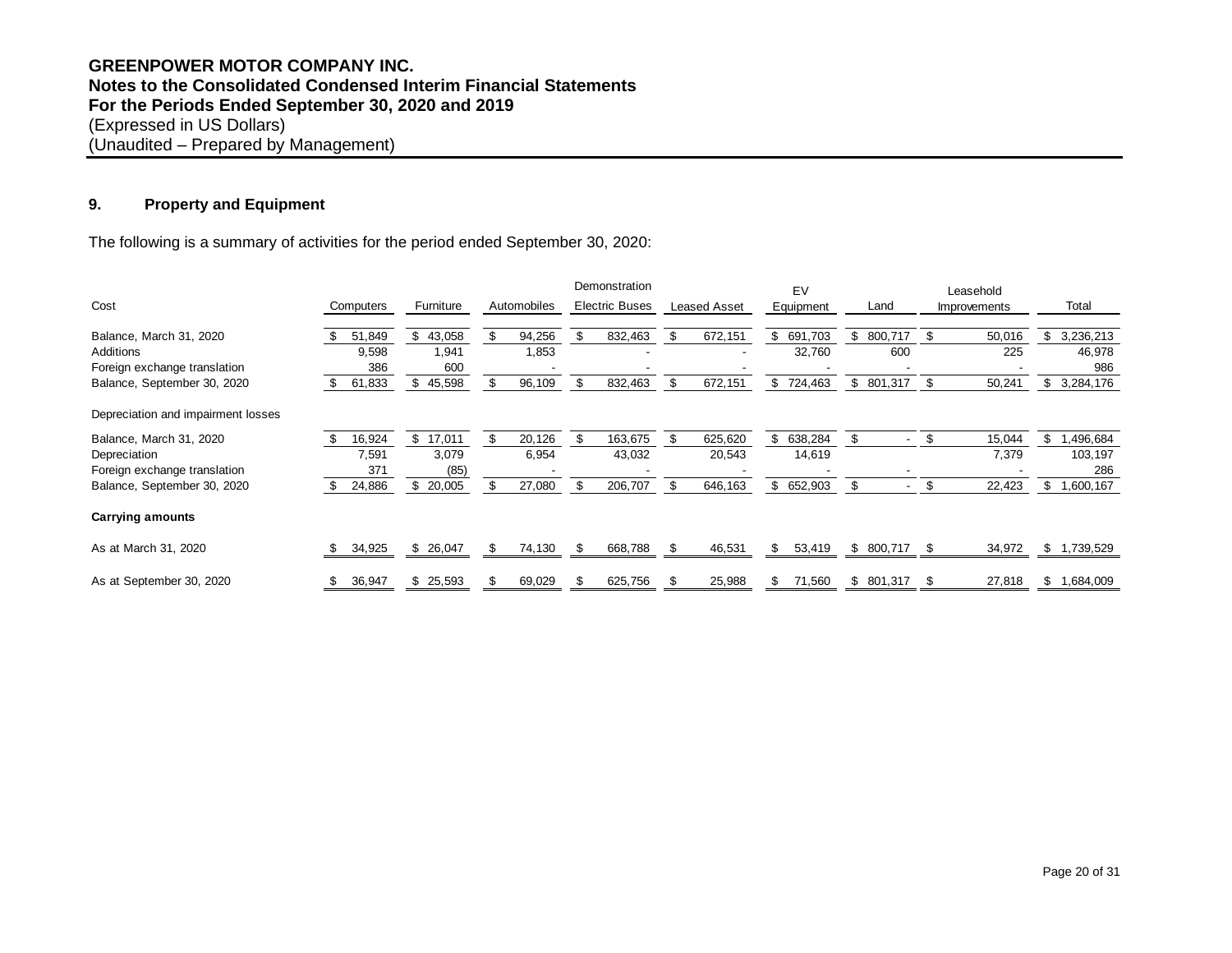**GREENPOWER MOTOR COMPANY INC.**
**Notes to the Consolidated Condensed Interim Financial Statements**
**For the Periods Ended September 30, 2020 and 2019**
(Expressed in US Dollars)
(Unaudited – Prepared by Management)

## 9. Property and Equipment

The following is a summary of activities for the period ended September 30, 2020:

| Cost | Computers | Furniture | Automobiles | Demonstration Electric Buses | Leased Asset | EV Equipment | Land | Leasehold Improvements | Total |
|---|---|---|---|---|---|---|---|---|---|
| Balance, March 31, 2020 | $ 51,849 | $ 43,058 | $ 94,256 | $ 832,463 | $ 672,151 | $ 691,703 | $ 800,717 | $ 50,016 | $ 3,236,213 |
| Additions | 9,598 | 1,941 | 1,853 | - | - | 32,760 | 600 | 225 | 46,978 |
| Foreign exchange translation | 386 | 600 | - | - | - | - | - | - | 986 |
| Balance, September 30, 2020 | $ 61,833 | $ 45,598 | $ 96,109 | $ 832,463 | $ 672,151 | $ 724,463 | $ 801,317 | $ 50,241 | $ 3,284,176 |
| Depreciation and impairment losses | | | | | | | | | |
| Balance, March 31, 2020 | $ 16,924 | $ 17,011 | $ 20,126 | $ 163,675 | $ 625,620 | $ 638,284 | $ - | $ 15,044 | $ 1,496,684 |
| Depreciation | 7,591 | 3,079 | 6,954 | 43,032 | 20,543 | 14,619 | | 7,379 | 103,197 |
| Foreign exchange translation | 371 | (85) | - | - | - | - | - | - | 286 |
| Balance, September 30, 2020 | $ 24,886 | $ 20,005 | $ 27,080 | $ 206,707 | $ 646,163 | $ 652,903 | $ - | $ 22,423 | $ 1,600,167 |
| **Carrying amounts** | | | | | | | | | |
| As at March 31, 2020 | $ 34,925 | $ 26,047 | $ 74,130 | $ 668,788 | $ 46,531 | $ 53,419 | $ 800,717 | $ 34,972 | $ 1,739,529 |
| As at September 30, 2020 | $ 36,947 | $ 25,593 | $ 69,029 | $ 625,756 | $ 25,988 | $ 71,560 | $ 801,317 | $ 27,818 | $ 1,684,009 |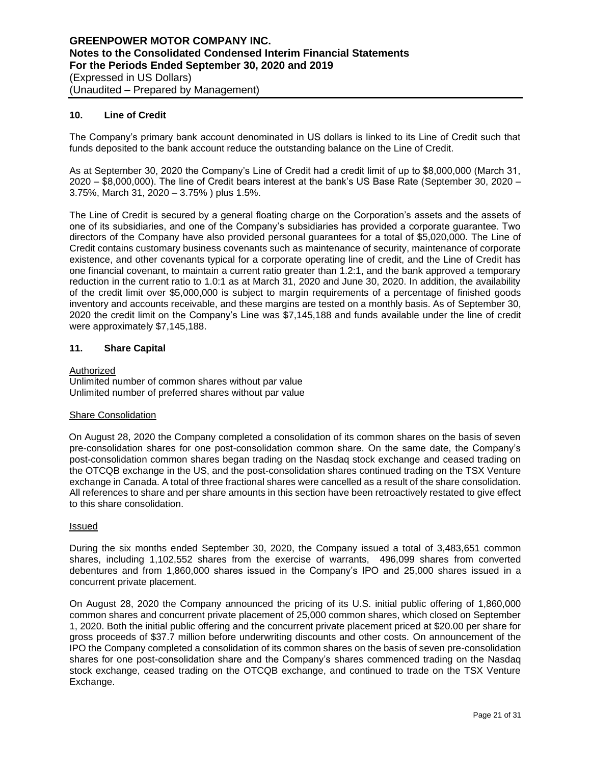## 10. Line of Credit

The Company's primary bank account denominated in US dollars is linked to its Line of Credit such that funds deposited to the bank account reduce the outstanding balance on the Line of Credit.

As at September 30, 2020 the Company's Line of Credit had a credit limit of up to $8,000,000 (March 31, 2020 – $8,000,000). The line of Credit bears interest at the bank's US Base Rate (September 30, 2020 – 3.75%, March 31, 2020 – 3.75% ) plus 1.5%.

The Line of Credit is secured by a general floating charge on the Corporation's assets and the assets of one of its subsidiaries, and one of the Company's subsidiaries has provided a corporate guarantee. Two directors of the Company have also provided personal guarantees for a total of $5,020,000. The Line of Credit contains customary business covenants such as maintenance of security, maintenance of corporate existence, and other covenants typical for a corporate operating line of credit, and the Line of Credit has one financial covenant, to maintain a current ratio greater than 1.2:1, and the bank approved a temporary reduction in the current ratio to 1.0:1 as at March 31, 2020 and June 30, 2020. In addition, the availability of the credit limit over $5,000,000 is subject to margin requirements of a percentage of finished goods inventory and accounts receivable, and these margins are tested on a monthly basis. As of September 30, 2020 the credit limit on the Company's Line was $7,145,188 and funds available under the line of credit were approximately $7,145,188.

## 11. Share Capital

Authorized

Unlimited number of common shares without par value
Unlimited number of preferred shares without par value

Share Consolidation

On August 28, 2020 the Company completed a consolidation of its common shares on the basis of seven pre-consolidation shares for one post-consolidation common share. On the same date, the Company's post-consolidation common shares began trading on the Nasdaq stock exchange and ceased trading on the OTCQB exchange in the US, and the post-consolidation shares continued trading on the TSX Venture exchange in Canada. A total of three fractional shares were cancelled as a result of the share consolidation. All references to share and per share amounts in this section have been retroactively restated to give effect to this share consolidation.

Issued

During the six months ended September 30, 2020, the Company issued a total of 3,483,651 common shares, including 1,102,552 shares from the exercise of warrants, 496,099 shares from converted debentures and from 1,860,000 shares issued in the Company's IPO and 25,000 shares issued in a concurrent private placement.

On August 28, 2020 the Company announced the pricing of its U.S. initial public offering of 1,860,000 common shares and concurrent private placement of 25,000 common shares, which closed on September 1, 2020. Both the initial public offering and the concurrent private placement priced at $20.00 per share for gross proceeds of $37.7 million before underwriting discounts and other costs. On announcement of the IPO the Company completed a consolidation of its common shares on the basis of seven pre-consolidation shares for one post-consolidation share and the Company's shares commenced trading on the Nasdaq stock exchange, ceased trading on the OTCQB exchange, and continued to trade on the TSX Venture Exchange.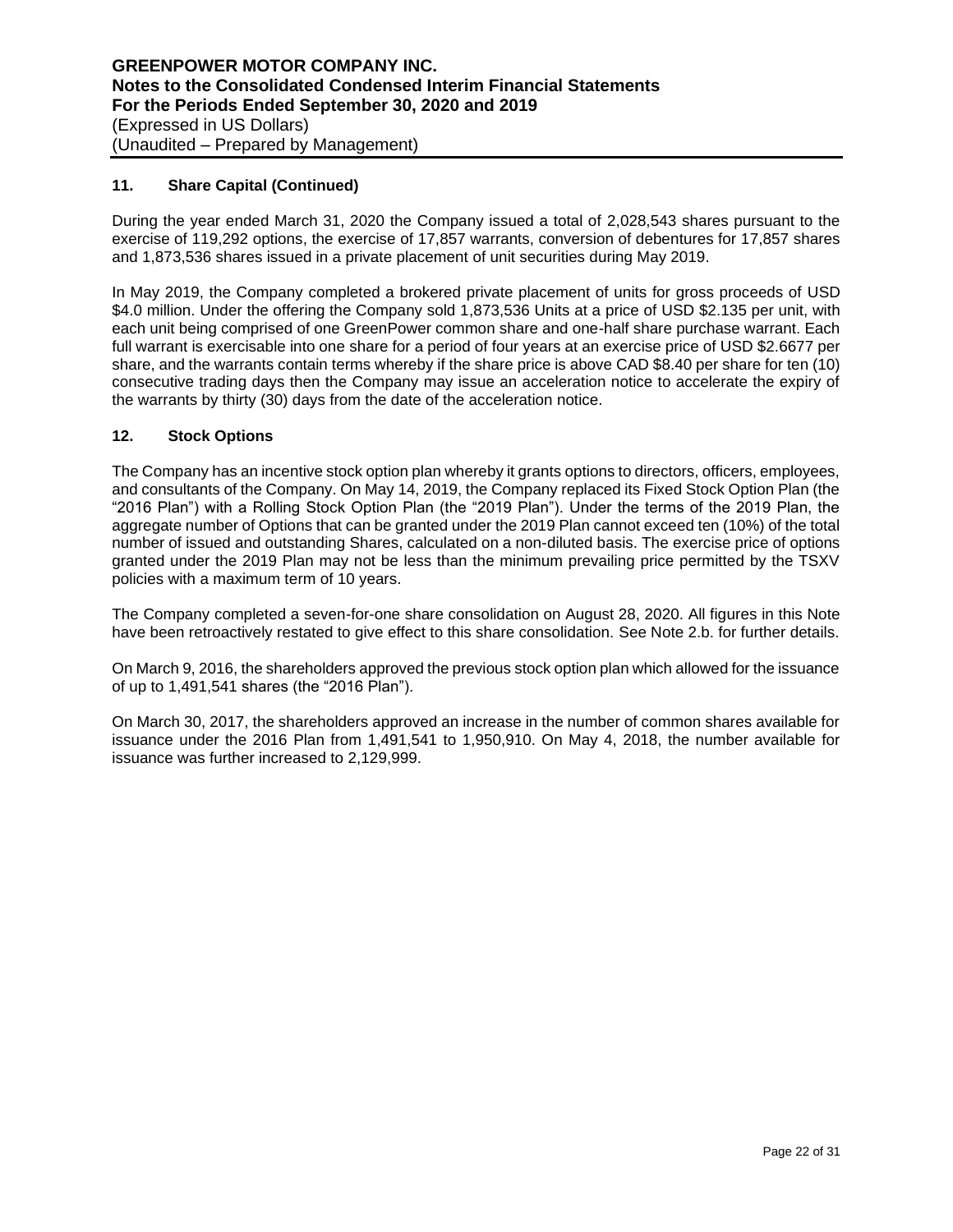## 11. Share Capital (Continued)

During the year ended March 31, 2020 the Company issued a total of 2,028,543 shares pursuant to the exercise of 119,292 options, the exercise of 17,857 warrants, conversion of debentures for 17,857 shares and 1,873,536 shares issued in a private placement of unit securities during May 2019.

In May 2019, the Company completed a brokered private placement of units for gross proceeds of USD \$4.0 million. Under the offering the Company sold 1,873,536 Units at a price of USD \$2.135 per unit, with each unit being comprised of one GreenPower common share and one-half share purchase warrant. Each full warrant is exercisable into one share for a period of four years at an exercise price of USD \$2.6677 per share, and the warrants contain terms whereby if the share price is above CAD \$8.40 per share for ten (10) consecutive trading days then the Company may issue an acceleration notice to accelerate the expiry of the warrants by thirty (30) days from the date of the acceleration notice.

## 12. Stock Options

The Company has an incentive stock option plan whereby it grants options to directors, officers, employees, and consultants of the Company. On May 14, 2019, the Company replaced its Fixed Stock Option Plan (the "2016 Plan") with a Rolling Stock Option Plan (the "2019 Plan"). Under the terms of the 2019 Plan, the aggregate number of Options that can be granted under the 2019 Plan cannot exceed ten (10%) of the total number of issued and outstanding Shares, calculated on a non-diluted basis. The exercise price of options granted under the 2019 Plan may not be less than the minimum prevailing price permitted by the TSXV policies with a maximum term of 10 years.

The Company completed a seven-for-one share consolidation on August 28, 2020. All figures in this Note have been retroactively restated to give effect to this share consolidation. See Note 2.b. for further details.

On March 9, 2016, the shareholders approved the previous stock option plan which allowed for the issuance of up to 1,491,541 shares (the "2016 Plan").

On March 30, 2017, the shareholders approved an increase in the number of common shares available for issuance under the 2016 Plan from 1,491,541 to 1,950,910. On May 4, 2018, the number available for issuance was further increased to 2,129,999.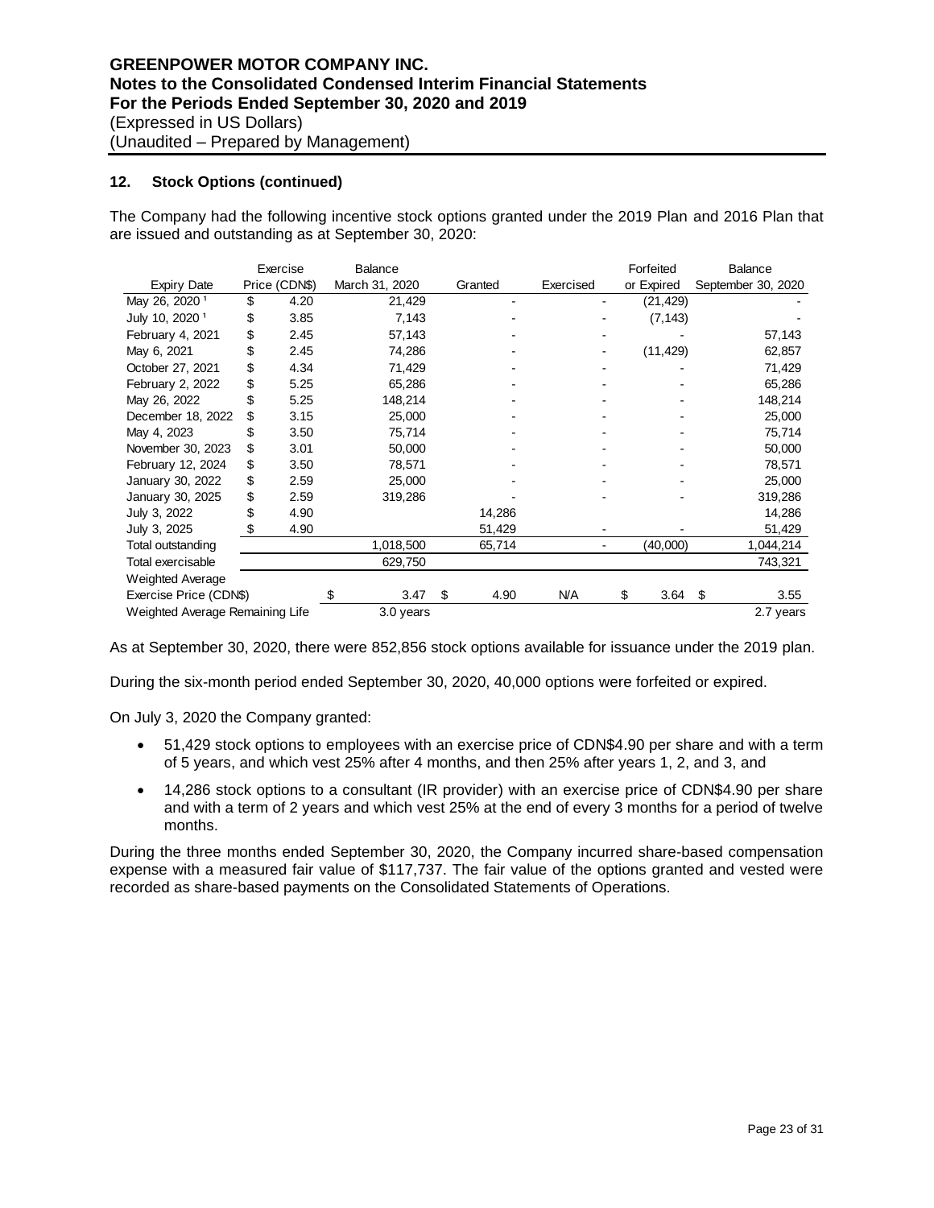**GREENPOWER MOTOR COMPANY INC.**
**Notes to the Consolidated Condensed Interim Financial Statements**
**For the Periods Ended September 30, 2020 and 2019**
(Expressed in US Dollars)
(Unaudited – Prepared by Management)

## 12. Stock Options (continued)

The Company had the following incentive stock options granted under the 2019 Plan and 2016 Plan that are issued and outstanding as at September 30, 2020:

| Expiry Date | Exercise Price (CDN$) | Balance March 31, 2020 | Granted | Exercised | Forfeited or Expired | Balance September 30, 2020 |
|---|---|---|---|---|---|---|
| May 26, 2020 [1] | $ 4.20 | 21,429 | - | - | (21,429) | - |
| July 10, 2020 [1] | $ 3.85 | 7,143 | - | - | (7,143) | - |
| February 4, 2021 | $ 2.45 | 57,143 | - | - | - | 57,143 |
| May 6, 2021 | $ 2.45 | 74,286 | - | - | (11,429) | 62,857 |
| October 27, 2021 | $ 4.34 | 71,429 | - | - | - | 71,429 |
| February 2, 2022 | $ 5.25 | 65,286 | - | - | - | 65,286 |
| May 26, 2022 | $ 5.25 | 148,214 | - | - | - | 148,214 |
| December 18, 2022 | $ 3.15 | 25,000 | - | - | - | 25,000 |
| May 4, 2023 | $ 3.50 | 75,714 | - | - | - | 75,714 |
| November 30, 2023 | $ 3.01 | 50,000 | - | - | - | 50,000 |
| February 12, 2024 | $ 3.50 | 78,571 | - | - | - | 78,571 |
| January 30, 2022 | $ 2.59 | 25,000 | - | - | - | 25,000 |
| January 30, 2025 | $ 2.59 | 319,286 | - | - | - | 319,286 |
| July 3, 2022 | $ 4.90 | | 14,286 | | | 14,286 |
| July 3, 2025 | $ 4.90 | | 51,429 | - | - | 51,429 |
| Total outstanding | | 1,018,500 | 65,714 | - | (40,000) | 1,044,214 |
| Total exercisable | | 629,750 | | | | 743,321 |
| Weighted Average Exercise Price (CDN$) | | $ 3.47 | $ 4.90 | N/A | $ 3.64 | $ 3.55 |
| Weighted Average Remaining Life | | 3.0 years | | | | 2.7 years |

As at September 30, 2020, there were 852,856 stock options available for issuance under the 2019 plan.

During the six-month period ended September 30, 2020, 40,000 options were forfeited or expired.

On July 3, 2020 the Company granted:

- 51,429 stock options to employees with an exercise price of CDN$4.90 per share and with a term of 5 years, and which vest 25% after 4 months, and then 25% after years 1, 2, and 3, and
- 14,286 stock options to a consultant (IR provider) with an exercise price of CDN$4.90 per share and with a term of 2 years and which vest 25% at the end of every 3 months for a period of twelve months.

During the three months ended September 30, 2020, the Company incurred share-based compensation expense with a measured fair value of $117,737. The fair value of the options granted and vested were recorded as share-based payments on the Consolidated Statements of Operations.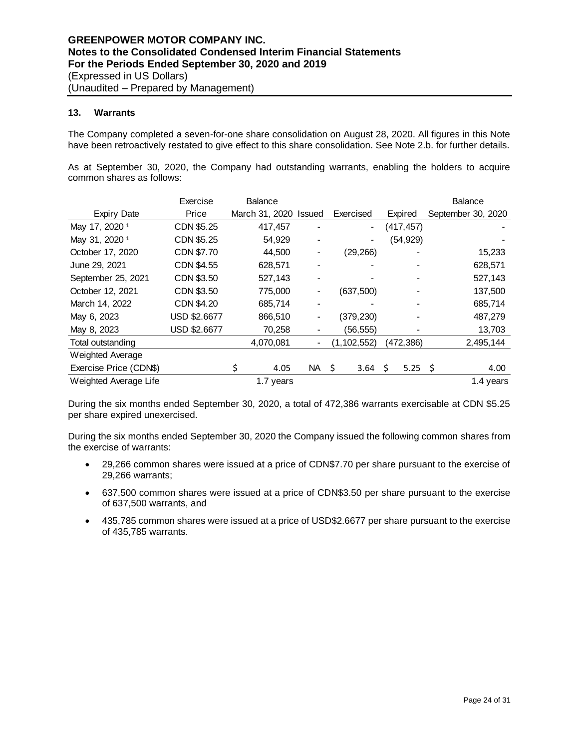**GREENPOWER MOTOR COMPANY INC.**
**Notes to the Consolidated Condensed Interim Financial Statements**
**For the Periods Ended September 30, 2020 and 2019**
(Expressed in US Dollars)
(Unaudited – Prepared by Management)

### 13. Warrants

The Company completed a seven-for-one share consolidation on August 28, 2020. All figures in this Note have been retroactively restated to give effect to this share consolidation. See Note 2.b. for further details.

As at September 30, 2020, the Company had outstanding warrants, enabling the holders to acquire common shares as follows:

| Expiry Date | Exercise Price | Balance March 31, 2020 | Issued | Exercised | Expired | Balance September 30, 2020 |
|---|---|---|---|---|---|---|
| May 17, 2020 [1] | CDN $5.25 | 417,457 | - | - | (417,457) | - |
| May 31, 2020 [1] | CDN $5.25 | 54,929 | - | - | (54,929) | - |
| October 17, 2020 | CDN $7.70 | 44,500 | - | (29,266) | - | 15,233 |
| June 29, 2021 | CDN $4.55 | 628,571 | - | - | - | 628,571 |
| September 25, 2021 | CDN $3.50 | 527,143 | - | - | - | 527,143 |
| October 12, 2021 | CDN $3.50 | 775,000 | - | (637,500) | - | 137,500 |
| March 14, 2022 | CDN $4.20 | 685,714 | - | - | - | 685,714 |
| May 6, 2023 | USD $2.6677 | 866,510 | - | (379,230) | - | 487,279 |
| May 8, 2023 | USD $2.6677 | 70,258 | - | (56,555) | - | 13,703 |
| Total outstanding | | 4,070,081 | - | (1,102,552) | (472,386) | 2,495,144 |
| Weighted Average | | | | | | |
| Exercise Price (CDN$) | | $ 4.05 | NA | $ 3.64 | $ 5.25 | $ 4.00 |
| Weighted Average Life | | 1.7 years | | | | 1.4 years |

During the six months ended September 30, 2020, a total of 472,386 warrants exercisable at CDN $5.25 per share expired unexercised.

During the six months ended September 30, 2020 the Company issued the following common shares from the exercise of warrants:

- 29,266 common shares were issued at a price of CDN$7.70 per share pursuant to the exercise of 29,266 warrants;
- 637,500 common shares were issued at a price of CDN$3.50 per share pursuant to the exercise of 637,500 warrants, and
- 435,785 common shares were issued at a price of USD$2.6677 per share pursuant to the exercise of 435,785 warrants.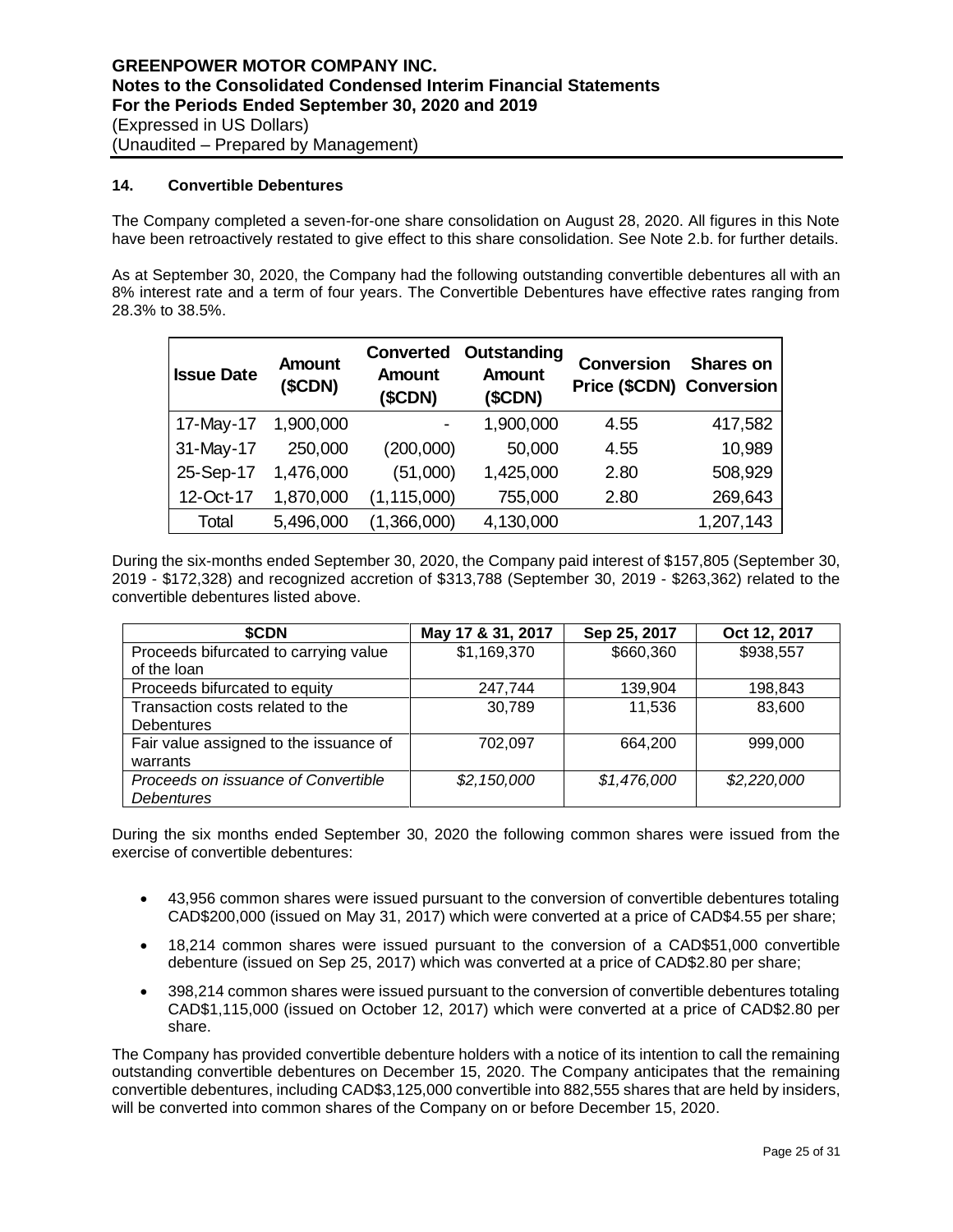### 14. Convertible Debentures

The Company completed a seven-for-one share consolidation on August 28, 2020. All figures in this Note have been retroactively restated to give effect to this share consolidation. See Note 2.b. for further details.

As at September 30, 2020, the Company had the following outstanding convertible debentures all with an 8% interest rate and a term of four years. The Convertible Debentures have effective rates ranging from 28.3% to 38.5%.

| Issue Date | Amount (\$CDN) | Converted Amount (\$CDN) | Outstanding Amount (\$CDN) | Conversion Price (\$CDN) | Shares on Conversion |
|---|---|---|---|---|---|
| 17-May-17 | 1,900,000 | - | 1,900,000 | 4.55 | 417,582 |
| 31-May-17 | 250,000 | (200,000) | 50,000 | 4.55 | 10,989 |
| 25-Sep-17 | 1,476,000 | (51,000) | 1,425,000 | 2.80 | 508,929 |
| 12-Oct-17 | 1,870,000 | (1,115,000) | 755,000 | 2.80 | 269,643 |
| Total | 5,496,000 | (1,366,000) | 4,130,000 | | 1,207,143 |

During the six-months ended September 30, 2020, the Company paid interest of \$157,805 (September 30, 2019 - \$172,328) and recognized accretion of \$313,788 (September 30, 2019 - \$263,362) related to the convertible debentures listed above.

| \$CDN | May 17 & 31, 2017 | Sep 25, 2017 | Oct 12, 2017 |
|---|---|---|---|
| Proceeds bifurcated to carrying value of the loan | \$1,169,370 | \$660,360 | \$938,557 |
| Proceeds bifurcated to equity | 247,744 | 139,904 | 198,843 |
| Transaction costs related to the Debentures | 30,789 | 11,536 | 83,600 |
| Fair value assigned to the issuance of warrants | 702,097 | 664,200 | 999,000 |
| *Proceeds on issuance of Convertible Debentures* | *\$2,150,000* | *\$1,476,000* | *\$2,220,000* |

During the six months ended September 30, 2020 the following common shares were issued from the exercise of convertible debentures:

- 43,956 common shares were issued pursuant to the conversion of convertible debentures totaling CAD\$200,000 (issued on May 31, 2017) which were converted at a price of CAD\$4.55 per share;
- 18,214 common shares were issued pursuant to the conversion of a CAD\$51,000 convertible debenture (issued on Sep 25, 2017) which was converted at a price of CAD\$2.80 per share;
- 398,214 common shares were issued pursuant to the conversion of convertible debentures totaling CAD\$1,115,000 (issued on October 12, 2017) which were converted at a price of CAD\$2.80 per share.

The Company has provided convertible debenture holders with a notice of its intention to call the remaining outstanding convertible debentures on December 15, 2020. The Company anticipates that the remaining convertible debentures, including CAD\$3,125,000 convertible into 882,555 shares that are held by insiders, will be converted into common shares of the Company on or before December 15, 2020.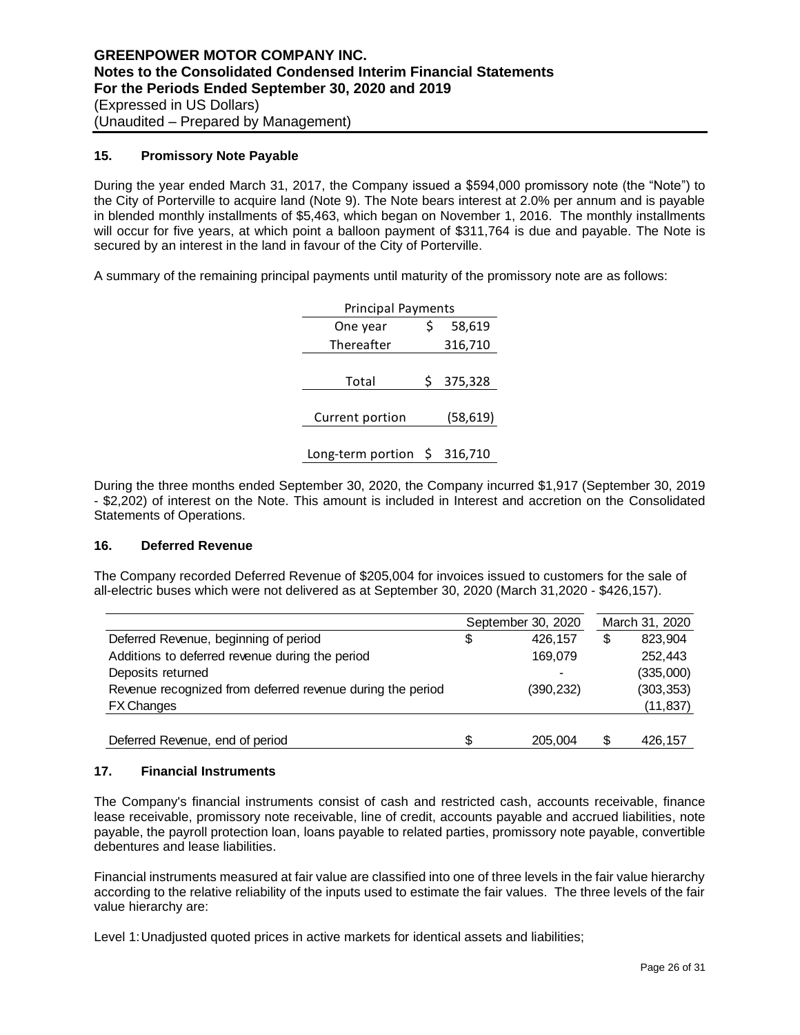## 15. Promissory Note Payable

During the year ended March 31, 2017, the Company issued a $594,000 promissory note (the "Note") to the City of Porterville to acquire land (Note 9). The Note bears interest at 2.0% per annum and is payable in blended monthly installments of $5,463, which began on November 1, 2016. The monthly installments will occur for five years, at which point a balloon payment of $311,764 is due and payable. The Note is secured by an interest in the land in favour of the City of Porterville.

A summary of the remaining principal payments until maturity of the promissory note are as follows:

| Principal Payments | |
|---|---|
| One year | $ 58,619 |
| Thereafter | 316,710 |
| Total | $ 375,328 |
| Current portion | (58,619) |
| Long-term portion | $ 316,710 |

During the three months ended September 30, 2020, the Company incurred $1,917 (September 30, 2019 - $2,202) of interest on the Note. This amount is included in Interest and accretion on the Consolidated Statements of Operations.

## 16. Deferred Revenue

The Company recorded Deferred Revenue of $205,004 for invoices issued to customers for the sale of all-electric buses which were not delivered as at September 30, 2020 (March 31,2020 - $426,157).

| | September 30, 2020 | March 31, 2020 |
|---|---|---|
| Deferred Revenue, beginning of period | $ 426,157 | $ 823,904 |
| Additions to deferred revenue during the period | 169,079 | 252,443 |
| Deposits returned | - | (335,000) |
| Revenue recognized from deferred revenue during the period | (390,232) | (303,353) |
| FX Changes | | (11,837) |
| Deferred Revenue, end of period | $ 205,004 | $ 426,157 |

## 17. Financial Instruments

The Company's financial instruments consist of cash and restricted cash, accounts receivable, finance lease receivable, promissory note receivable, line of credit, accounts payable and accrued liabilities, note payable, the payroll protection loan, loans payable to related parties, promissory note payable, convertible debentures and lease liabilities.

Financial instruments measured at fair value are classified into one of three levels in the fair value hierarchy according to the relative reliability of the inputs used to estimate the fair values. The three levels of the fair value hierarchy are:

Level 1: Unadjusted quoted prices in active markets for identical assets and liabilities;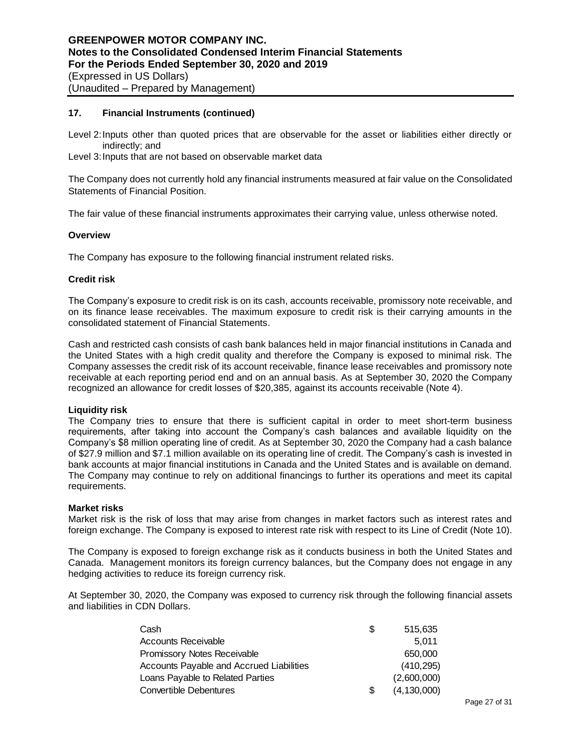## 17. Financial Instruments (continued)

Level 2: Inputs other than quoted prices that are observable for the asset or liabilities either directly or indirectly; and

Level 3: Inputs that are not based on observable market data

The Company does not currently hold any financial instruments measured at fair value on the Consolidated Statements of Financial Position.

The fair value of these financial instruments approximates their carrying value, unless otherwise noted.

**Overview**

The Company has exposure to the following financial instrument related risks.

**Credit risk**

The Company's exposure to credit risk is on its cash, accounts receivable, promissory note receivable, and on its finance lease receivables. The maximum exposure to credit risk is their carrying amounts in the consolidated statement of Financial Statements.

Cash and restricted cash consists of cash bank balances held in major financial institutions in Canada and the United States with a high credit quality and therefore the Company is exposed to minimal risk. The Company assesses the credit risk of its account receivable, finance lease receivables and promissory note receivable at each reporting period end and on an annual basis. As at September 30, 2020 the Company recognized an allowance for credit losses of $20,385, against its accounts receivable (Note 4).

**Liquidity risk**

The Company tries to ensure that there is sufficient capital in order to meet short-term business requirements, after taking into account the Company's cash balances and available liquidity on the Company's $8 million operating line of credit. As at September 30, 2020 the Company had a cash balance of $27.9 million and $7.1 million available on its operating line of credit. The Company's cash is invested in bank accounts at major financial institutions in Canada and the United States and is available on demand. The Company may continue to rely on additional financings to further its operations and meet its capital requirements.

**Market risks**

Market risk is the risk of loss that may arise from changes in market factors such as interest rates and foreign exchange. The Company is exposed to interest rate risk with respect to its Line of Credit (Note 10).

The Company is exposed to foreign exchange risk as it conducts business in both the United States and Canada. Management monitors its foreign currency balances, but the Company does not engage in any hedging activities to reduce its foreign currency risk.

At September 30, 2020, the Company was exposed to currency risk through the following financial assets and liabilities in CDN Dollars.

| | | |
|---|---|---|
| Cash | $ | 515,635 |
| Accounts Receivable | | 5,011 |
| Promissory Notes Receivable | | 650,000 |
| Accounts Payable and Accrued Liabilities | | (410,295) |
| Loans Payable to Related Parties | | (2,600,000) |
| Convertible Debentures | $ | (4,130,000) |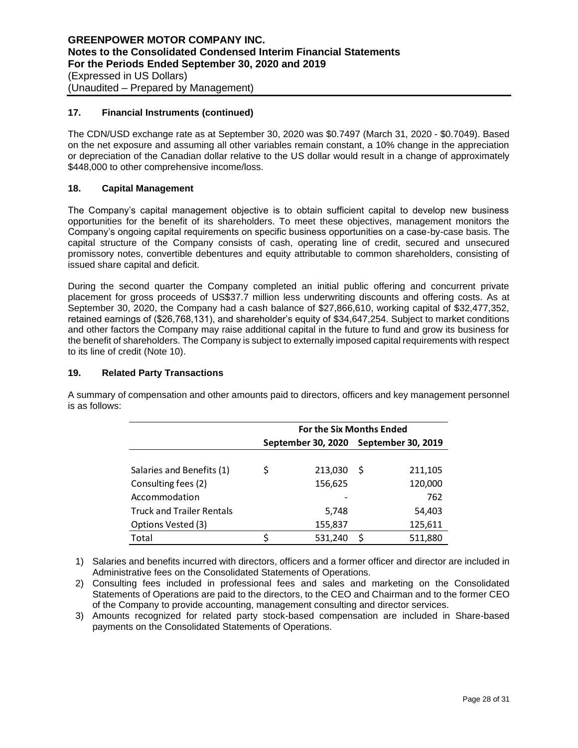## 17. Financial Instruments (continued)

The CDN/USD exchange rate as at September 30, 2020 was $0.7497 (March 31, 2020 - $0.7049). Based on the net exposure and assuming all other variables remain constant, a 10% change in the appreciation or depreciation of the Canadian dollar relative to the US dollar would result in a change of approximately $448,000 to other comprehensive income/loss.

## 18. Capital Management

The Company's capital management objective is to obtain sufficient capital to develop new business opportunities for the benefit of its shareholders. To meet these objectives, management monitors the Company's ongoing capital requirements on specific business opportunities on a case-by-case basis. The capital structure of the Company consists of cash, operating line of credit, secured and unsecured promissory notes, convertible debentures and equity attributable to common shareholders, consisting of issued share capital and deficit.

During the second quarter the Company completed an initial public offering and concurrent private placement for gross proceeds of US$37.7 million less underwriting discounts and offering costs. As at September 30, 2020, the Company had a cash balance of $27,866,610, working capital of $32,477,352, retained earnings of ($26,768,131), and shareholder's equity of $34,647,254. Subject to market conditions and other factors the Company may raise additional capital in the future to fund and grow its business for the benefit of shareholders. The Company is subject to externally imposed capital requirements with respect to its line of credit (Note 10).

## 19. Related Party Transactions

A summary of compensation and other amounts paid to directors, officers and key management personnel is as follows:

| | For the Six Months Ended | |
|---|---|---|
| | September 30, 2020 | September 30, 2019 |
| Salaries and Benefits (1) | $ 213,030 | $ 211,105 |
| Consulting fees (2) | 156,625 | 120,000 |
| Accommodation | - | 762 |
| Truck and Trailer Rentals | 5,748 | 54,403 |
| Options Vested (3) | 155,837 | 125,611 |
| Total | $ 531,240 | $ 511,880 |

1) Salaries and benefits incurred with directors, officers and a former officer and director are included in Administrative fees on the Consolidated Statements of Operations.
2) Consulting fees included in professional fees and sales and marketing on the Consolidated Statements of Operations are paid to the directors, to the CEO and Chairman and to the former CEO of the Company to provide accounting, management consulting and director services.
3) Amounts recognized for related party stock-based compensation are included in Share-based payments on the Consolidated Statements of Operations.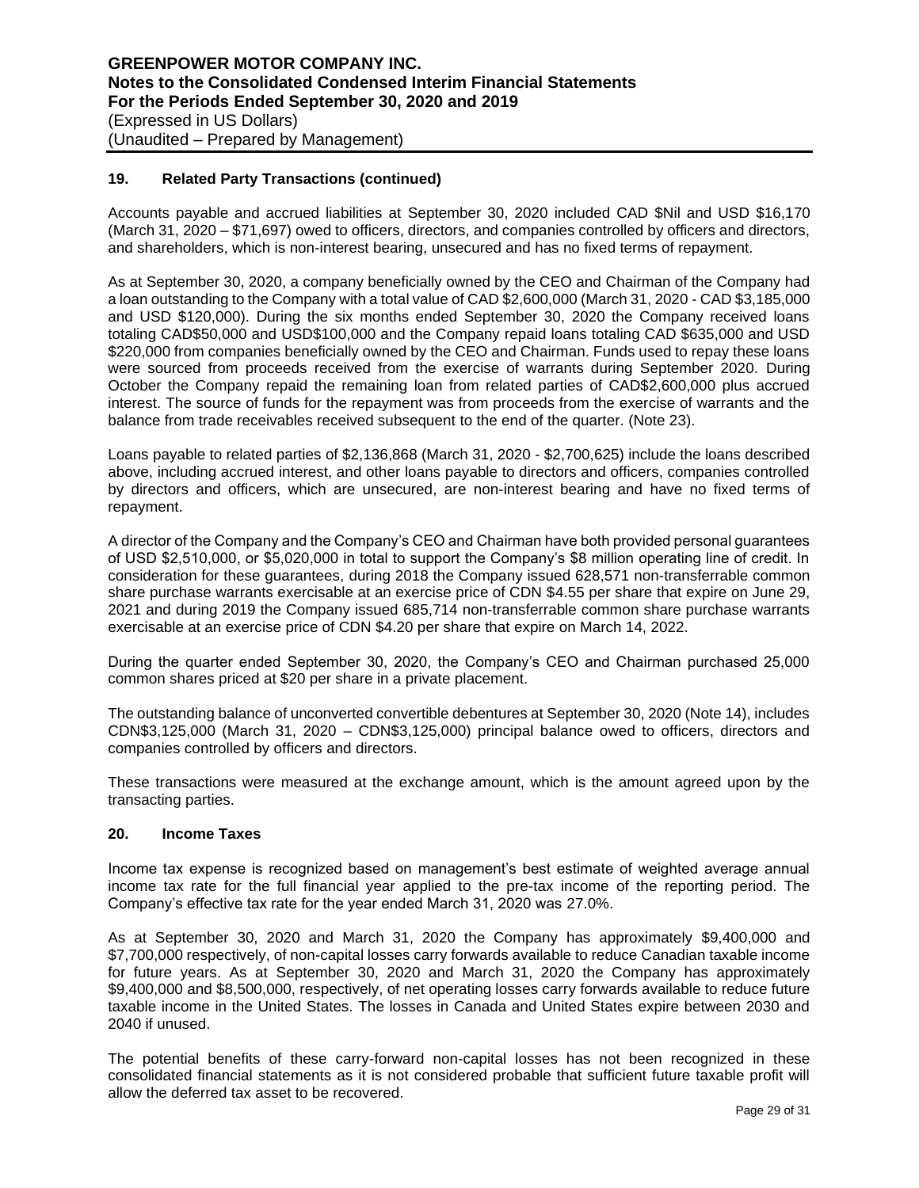## 19. Related Party Transactions (continued)

Accounts payable and accrued liabilities at September 30, 2020 included CAD $Nil and USD $16,170 (March 31, 2020 – $71,697) owed to officers, directors, and companies controlled by officers and directors, and shareholders, which is non-interest bearing, unsecured and has no fixed terms of repayment.

As at September 30, 2020, a company beneficially owned by the CEO and Chairman of the Company had a loan outstanding to the Company with a total value of CAD $2,600,000 (March 31, 2020 - CAD $3,185,000 and USD $120,000). During the six months ended September 30, 2020 the Company received loans totaling CAD$50,000 and USD$100,000 and the Company repaid loans totaling CAD $635,000 and USD $220,000 from companies beneficially owned by the CEO and Chairman. Funds used to repay these loans were sourced from proceeds received from the exercise of warrants during September 2020. During October the Company repaid the remaining loan from related parties of CAD$2,600,000 plus accrued interest. The source of funds for the repayment was from proceeds from the exercise of warrants and the balance from trade receivables received subsequent to the end of the quarter. (Note 23).

Loans payable to related parties of $2,136,868 (March 31, 2020 - $2,700,625) include the loans described above, including accrued interest, and other loans payable to directors and officers, companies controlled by directors and officers, which are unsecured, are non-interest bearing and have no fixed terms of repayment.

A director of the Company and the Company's CEO and Chairman have both provided personal guarantees of USD $2,510,000, or $5,020,000 in total to support the Company's $8 million operating line of credit. In consideration for these guarantees, during 2018 the Company issued 628,571 non-transferrable common share purchase warrants exercisable at an exercise price of CDN $4.55 per share that expire on June 29, 2021 and during 2019 the Company issued 685,714 non-transferrable common share purchase warrants exercisable at an exercise price of CDN $4.20 per share that expire on March 14, 2022.

During the quarter ended September 30, 2020, the Company's CEO and Chairman purchased 25,000 common shares priced at $20 per share in a private placement.

The outstanding balance of unconverted convertible debentures at September 30, 2020 (Note 14), includes CDN$3,125,000 (March 31, 2020 – CDN$3,125,000) principal balance owed to officers, directors and companies controlled by officers and directors.

These transactions were measured at the exchange amount, which is the amount agreed upon by the transacting parties.

## 20. Income Taxes

Income tax expense is recognized based on management's best estimate of weighted average annual income tax rate for the full financial year applied to the pre-tax income of the reporting period. The Company's effective tax rate for the year ended March 31, 2020 was 27.0%.

As at September 30, 2020 and March 31, 2020 the Company has approximately $9,400,000 and $7,700,000 respectively, of non-capital losses carry forwards available to reduce Canadian taxable income for future years. As at September 30, 2020 and March 31, 2020 the Company has approximately $9,400,000 and $8,500,000, respectively, of net operating losses carry forwards available to reduce future taxable income in the United States. The losses in Canada and United States expire between 2030 and 2040 if unused.

The potential benefits of these carry-forward non-capital losses has not been recognized in these consolidated financial statements as it is not considered probable that sufficient future taxable profit will allow the deferred tax asset to be recovered.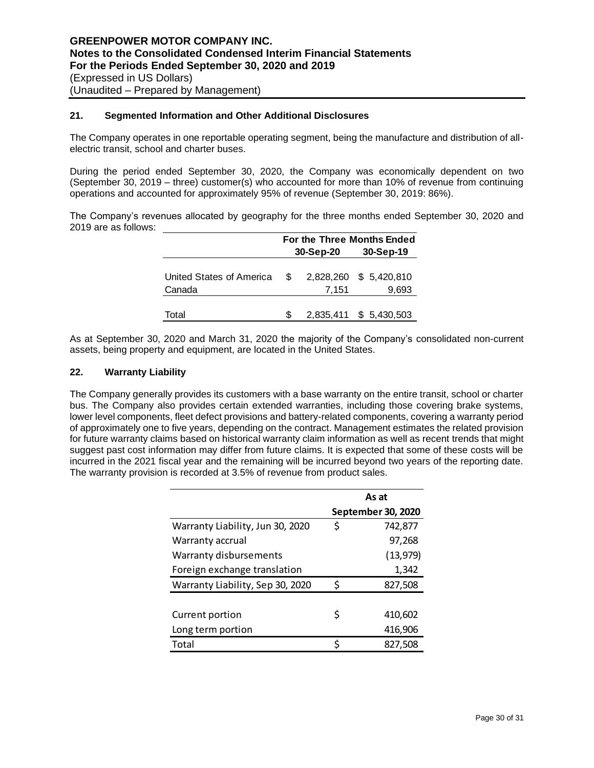## 21. Segmented Information and Other Additional Disclosures

The Company operates in one reportable operating segment, being the manufacture and distribution of all-electric transit, school and charter buses.

During the period ended September 30, 2020, the Company was economically dependent on two (September 30, 2019 – three) customer(s) who accounted for more than 10% of revenue from continuing operations and accounted for approximately 95% of revenue (September 30, 2019: 86%).

The Company's revenues allocated by geography for the three months ended September 30, 2020 and 2019 are as follows:

| | For the Three Months Ended | |
|---|---|---|
| | 30-Sep-20 | 30-Sep-19 |
| United States of America | $ 2,828,260 | $ 5,420,810 |
| Canada | 7,151 | 9,693 |
| Total | $ 2,835,411 | $ 5,430,503 |

As at September 30, 2020 and March 31, 2020 the majority of the Company's consolidated non-current assets, being property and equipment, are located in the United States.

## 22. Warranty Liability

The Company generally provides its customers with a base warranty on the entire transit, school or charter bus. The Company also provides certain extended warranties, including those covering brake systems, lower level components, fleet defect provisions and battery-related components, covering a warranty period of approximately one to five years, depending on the contract. Management estimates the related provision for future warranty claims based on historical warranty claim information as well as recent trends that might suggest past cost information may differ from future claims. It is expected that some of these costs will be incurred in the 2021 fiscal year and the remaining will be incurred beyond two years of the reporting date. The warranty provision is recorded at 3.5% of revenue from product sales.

| | As at September 30, 2020 |
|---|---|
| Warranty Liability, Jun 30, 2020 | $ 742,877 |
| Warranty accrual | 97,268 |
| Warranty disbursements | (13,979) |
| Foreign exchange translation | 1,342 |
| Warranty Liability, Sep 30, 2020 | $ 827,508 |
| | |
| Current portion | $ 410,602 |
| Long term portion | 416,906 |
| Total | $ 827,508 |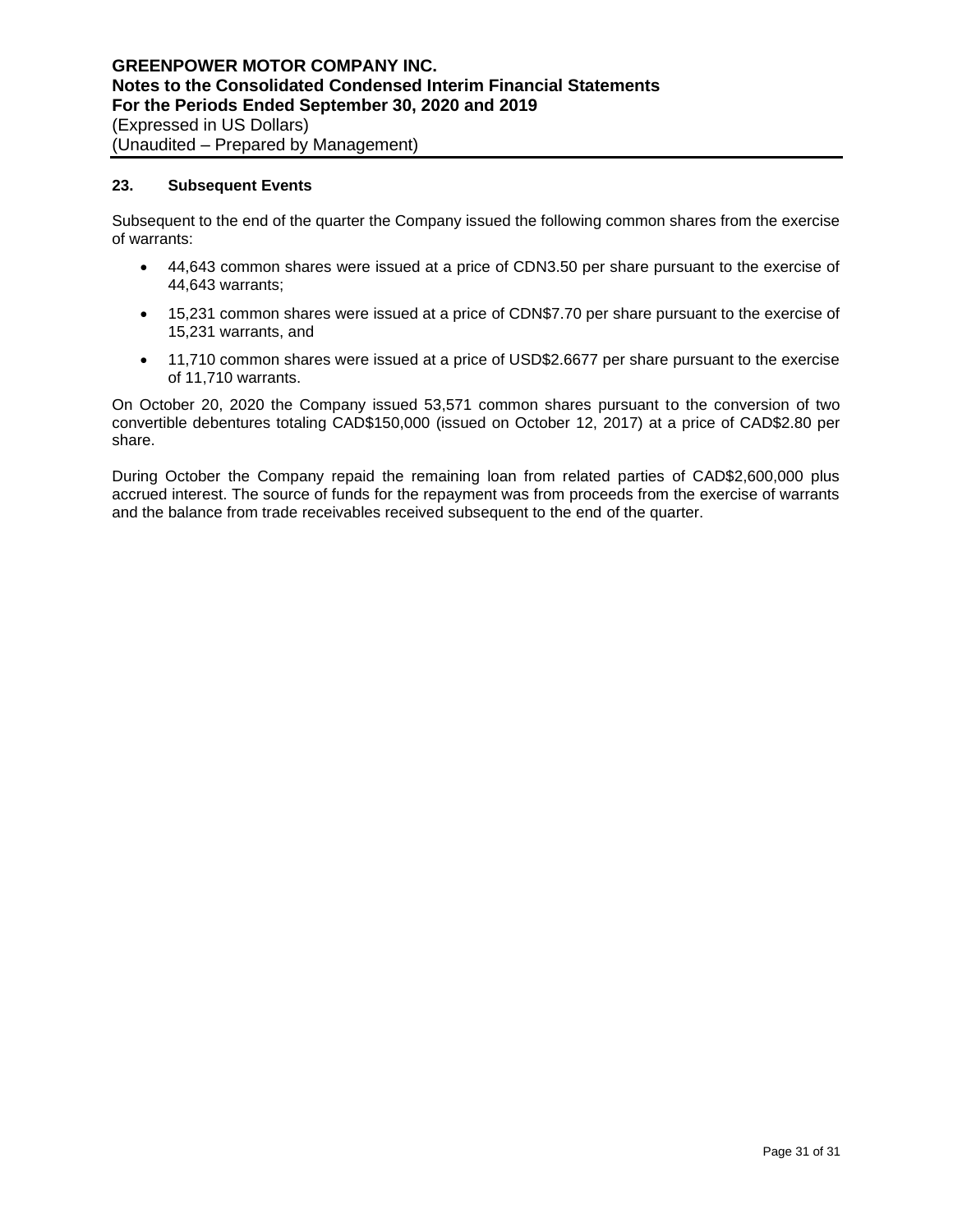## 23. Subsequent Events

Subsequent to the end of the quarter the Company issued the following common shares from the exercise of warrants:

- 44,643 common shares were issued at a price of CDN3.50 per share pursuant to the exercise of 44,643 warrants;
- 15,231 common shares were issued at a price of CDN$7.70 per share pursuant to the exercise of 15,231 warrants, and
- 11,710 common shares were issued at a price of USD$2.6677 per share pursuant to the exercise of 11,710 warrants.

On October 20, 2020 the Company issued 53,571 common shares pursuant to the conversion of two convertible debentures totaling CAD$150,000 (issued on October 12, 2017) at a price of CAD$2.80 per share.

During October the Company repaid the remaining loan from related parties of CAD$2,600,000 plus accrued interest. The source of funds for the repayment was from proceeds from the exercise of warrants and the balance from trade receivables received subsequent to the end of the quarter.